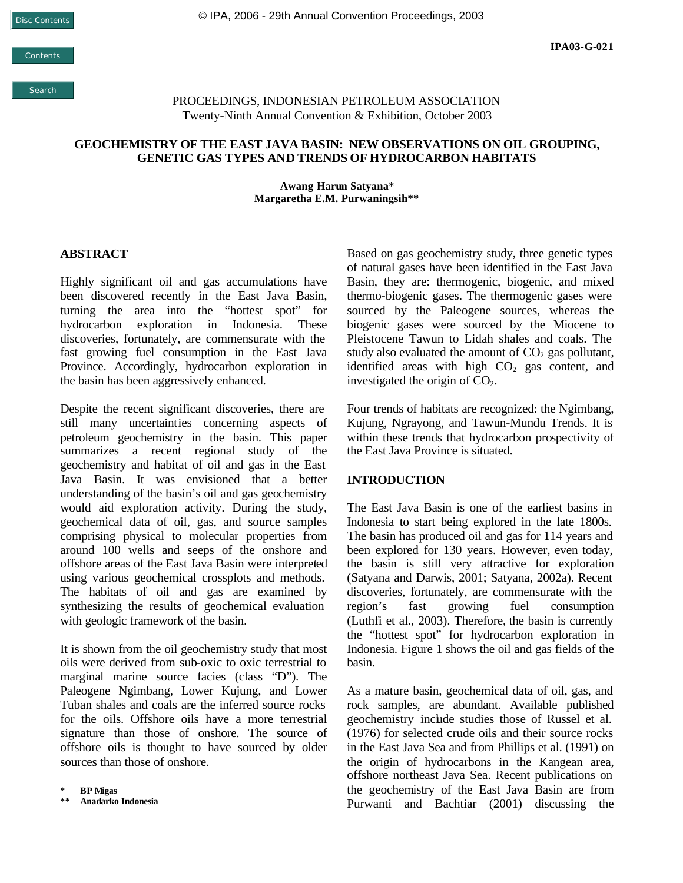IPA03-G-021

PROCEEDINGS, INDONESIAN PETROLEUM ASSOCIATION
Twenty-Ninth Annual Convention & Exhibition, October 2003

# GEOCHEMISTRY OF THE EAST JAVA BASIN: NEW OBSERVATIONS ON OIL GROUPING, GENETIC GAS TYPES AND TRENDS OF HYDROCARBON HABITATS

**Awang Harun Satyana***
**Margaretha E.M. Purwaningsih****

## ABSTRACT

Highly significant oil and gas accumulations have been discovered recently in the East Java Basin, turning the area into the "hottest spot" for hydrocarbon exploration in Indonesia. These discoveries, fortunately, are commensurate with the fast growing fuel consumption in the East Java Province. Accordingly, hydrocarbon exploration in the basin has been aggressively enhanced.

Despite the recent significant discoveries, there are still many uncertainties concerning aspects of petroleum geochemistry in the basin. This paper summarizes a recent regional study of the geochemistry and habitat of oil and gas in the East Java Basin. It was envisioned that a better understanding of the basin's oil and gas geochemistry would aid exploration activity. During the study, geochemical data of oil, gas, and source samples comprising physical to molecular properties from around 100 wells and seeps of the onshore and offshore areas of the East Java Basin were interpreted using various geochemical crossplots and methods. The habitats of oil and gas are examined by synthesizing the results of geochemical evaluation with geologic framework of the basin.

It is shown from the oil geochemistry study that most oils were derived from sub-oxic to oxic terrestrial to marginal marine source facies (class "D"). The Paleogene Ngimbang, Lower Kujung, and Lower Tuban shales and coals are the inferred source rocks for the oils. Offshore oils have a more terrestrial signature than those of onshore. The source of offshore oils is thought to have sourced by older sources than those of onshore.

Based on gas geochemistry study, three genetic types of natural gases have been identified in the East Java Basin, they are: thermogenic, biogenic, and mixed thermo-biogenic gases. The thermogenic gases were sourced by the Paleogene sources, whereas the biogenic gases were sourced by the Miocene to Pleistocene Tawun to Lidah shales and coals. The study also evaluated the amount of $CO_2$ gas pollutant, identified areas with high $CO_2$ gas content, and investigated the origin of $CO_2$.

Four trends of habitats are recognized: the Ngimbang, Kujung, Ngrayong, and Tawun-Mundu Trends. It is within these trends that hydrocarbon prospectivity of the East Java Province is situated.

## INTRODUCTION

The East Java Basin is one of the earliest basins in Indonesia to start being explored in the late 1800s. The basin has produced oil and gas for 114 years and been explored for 130 years. However, even today, the basin is still very attractive for exploration (Satyana and Darwis, 2001; Satyana, 2002a). Recent discoveries, fortunately, are commensurate with the region's fast growing fuel consumption (Luthfi et al., 2003). Therefore, the basin is currently the "hottest spot" for hydrocarbon exploration in Indonesia. Figure 1 shows the oil and gas fields of the basin.

As a mature basin, geochemical data of oil, gas, and rock samples, are abundant. Available published geochemistry include studies those of Russel et al. (1976) for selected crude oils and their source rocks in the East Java Sea and from Phillips et al. (1991) on the origin of hydrocarbons in the Kangean area, offshore northeast Java Sea. Recent publications on the geochemistry of the East Java Basin are from Purwanti and Bachtiar (2001) discussing the

---

\* BP Migas
\** Anadarko Indonesia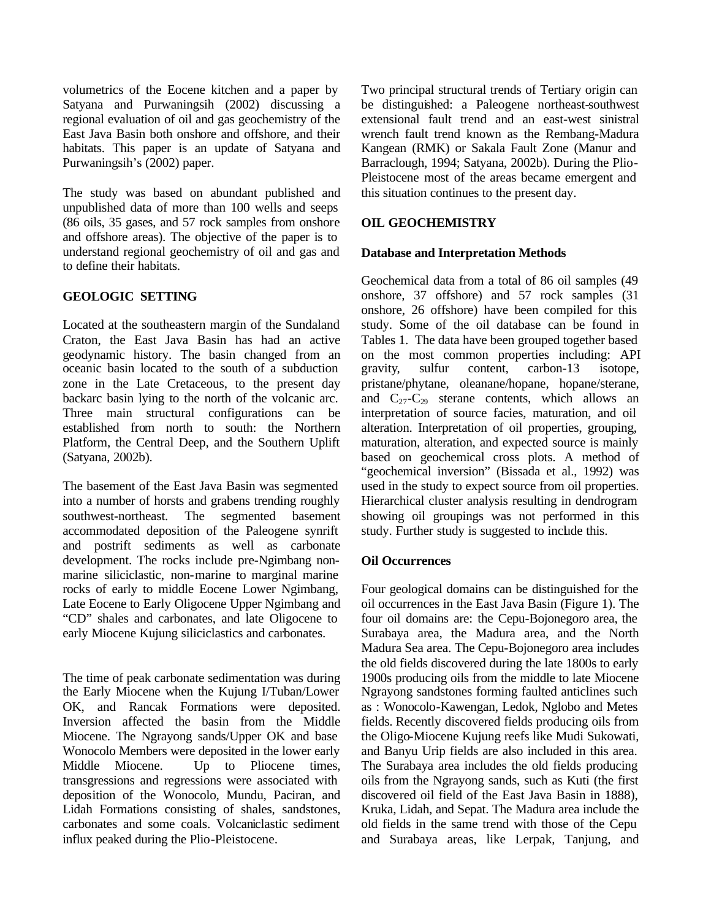volumetrics of the Eocene kitchen and a paper by Satyana and Purwaningsih (2002) discussing a regional evaluation of oil and gas geochemistry of the East Java Basin both onshore and offshore, and their habitats. This paper is an update of Satyana and Purwaningsih's (2002) paper.

The study was based on abundant published and unpublished data of more than 100 wells and seeps (86 oils, 35 gases, and 57 rock samples from onshore and offshore areas). The objective of the paper is to understand regional geochemistry of oil and gas and to define their habitats.

## GEOLOGIC SETTING

Located at the southeastern margin of the Sundaland Craton, the East Java Basin has had an active geodynamic history. The basin changed from an oceanic basin located to the south of a subduction zone in the Late Cretaceous, to the present day backarc basin lying to the north of the volcanic arc. Three main structural configurations can be established from north to south: the Northern Platform, the Central Deep, and the Southern Uplift (Satyana, 2002b).

The basement of the East Java Basin was segmented into a number of horsts and grabens trending roughly southwest-northeast. The segmented basement accommodated deposition of the Paleogene synrift and postrift sediments as well as carbonate development. The rocks include pre-Ngimbang non-marine siliciclastic, non-marine to marginal marine rocks of early to middle Eocene Lower Ngimbang, Late Eocene to Early Oligocene Upper Ngimbang and "CD" shales and carbonates, and late Oligocene to early Miocene Kujung siliciclastics and carbonates.

The time of peak carbonate sedimentation was during the Early Miocene when the Kujung I/Tuban/Lower OK, and Rancak Formations were deposited. Inversion affected the basin from the Middle Miocene. The Ngrayong sands/Upper OK and base Wonocolo Members were deposited in the lower early Middle Miocene. Up to Pliocene times, transgressions and regressions were associated with deposition of the Wonocolo, Mundu, Paciran, and Lidah Formations consisting of shales, sandstones, carbonates and some coals. Volcaniclastic sediment influx peaked during the Plio-Pleistocene.

Two principal structural trends of Tertiary origin can be distinguished: a Paleogene northeast-southwest extensional fault trend and an east-west sinistral wrench fault trend known as the Rembang-Madura Kangean (RMK) or Sakala Fault Zone (Manur and Barraclough, 1994; Satyana, 2002b). During the Plio-Pleistocene most of the areas became emergent and this situation continues to the present day.

## OIL GEOCHEMISTRY

### Database and Interpretation Methods

Geochemical data from a total of 86 oil samples (49 onshore, 37 offshore) and 57 rock samples (31 onshore, 26 offshore) have been compiled for this study. Some of the oil database can be found in Tables 1. The data have been grouped together based on the most common properties including: API gravity, sulfur content, carbon-13 isotope, pristane/phytane, oleanane/hopane, hopane/sterane, and $C_{27}$-$C_{29}$ sterane contents, which allows an interpretation of source facies, maturation, and oil alteration. Interpretation of oil properties, grouping, maturation, alteration, and expected source is mainly based on geochemical cross plots. A method of "geochemical inversion" (Bissada et al., 1992) was used in the study to expect source from oil properties. Hierarchical cluster analysis resulting in dendrogram showing oil groupings was not performed in this study. Further study is suggested to include this.

### Oil Occurrences

Four geological domains can be distinguished for the oil occurrences in the East Java Basin (Figure 1). The four oil domains are: the Cepu-Bojonegoro area, the Surabaya area, the Madura area, and the North Madura Sea area. The Cepu-Bojonegoro area includes the old fields discovered during the late 1800s to early 1900s producing oils from the middle to late Miocene Ngrayong sandstones forming faulted anticlines such as : Wonocolo-Kawengan, Ledok, Nglobo and Metes fields. Recently discovered fields producing oils from the Oligo-Miocene Kujung reefs like Mudi Sukowati, and Banyu Urip fields are also included in this area. The Surabaya area includes the old fields producing oils from the Ngrayong sands, such as Kuti (the first discovered oil field of the East Java Basin in 1888), Kruka, Lidah, and Sepat. The Madura area include the old fields in the same trend with those of the Cepu and Surabaya areas, like Lerpak, Tanjung, and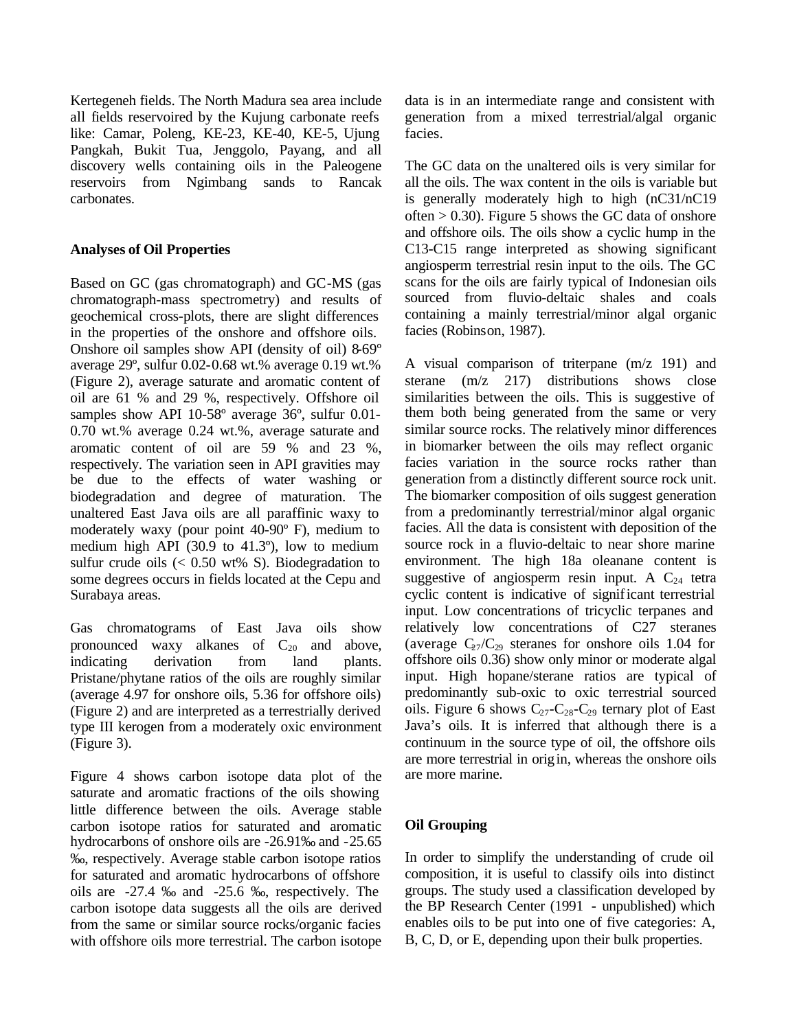Kertegeneh fields. The North Madura sea area include all fields reservoired by the Kujung carbonate reefs like: Camar, Poleng, KE-23, KE-40, KE-5, Ujung Pangkah, Bukit Tua, Jenggolo, Payang, and all discovery wells containing oils in the Paleogene reservoirs from Ngimbang sands to Rancak carbonates.

## Analyses of Oil Properties

Based on GC (gas chromatograph) and GC-MS (gas chromatograph-mass spectrometry) and results of geochemical cross-plots, there are slight differences in the properties of the onshore and offshore oils. Onshore oil samples show API (density of oil) 8-69º average 29º, sulfur 0.02-0.68 wt.% average 0.19 wt.% (Figure 2), average saturate and aromatic content of oil are 61 % and 29 %, respectively. Offshore oil samples show API 10-58º average 36º, sulfur 0.01-0.70 wt.% average 0.24 wt.%, average saturate and aromatic content of oil are 59 % and 23 %, respectively. The variation seen in API gravities may be due to the effects of water washing or biodegradation and degree of maturation. The unaltered East Java oils are all paraffinic waxy to moderately waxy (pour point 40-90º F), medium to medium high API (30.9 to 41.3º), low to medium sulfur crude oils (< 0.50 wt% S). Biodegradation to some degrees occurs in fields located at the Cepu and Surabaya areas.

Gas chromatograms of East Java oils show pronounced waxy alkanes of $C_{20}$ and above, indicating derivation from land plants. Pristane/phytane ratios of the oils are roughly similar (average 4.97 for onshore oils, 5.36 for offshore oils) (Figure 2) and are interpreted as a terrestrially derived type III kerogen from a moderately oxic environment (Figure 3).

Figure 4 shows carbon isotope data plot of the saturate and aromatic fractions of the oils showing little difference between the oils. Average stable carbon isotope ratios for saturated and aromatic hydrocarbons of onshore oils are -26.91‰ and -25.65 ‰, respectively. Average stable carbon isotope ratios for saturated and aromatic hydrocarbons of offshore oils are -27.4 ‰ and -25.6 ‰, respectively. The carbon isotope data suggests all the oils are derived from the same or similar source rocks/organic facies with offshore oils more terrestrial. The carbon isotope data is in an intermediate range and consistent with generation from a mixed terrestrial/algal organic facies.

The GC data on the unaltered oils is very similar for all the oils. The wax content in the oils is variable but is generally moderately high to high (nC31/nC19 often > 0.30). Figure 5 shows the GC data of onshore and offshore oils. The oils show a cyclic hump in the C13-C15 range interpreted as showing significant angiosperm terrestrial resin input to the oils. The GC scans for the oils are fairly typical of Indonesian oils sourced from fluvio-deltaic shales and coals containing a mainly terrestrial/minor algal organic facies (Robinson, 1987).

A visual comparison of triterpane (m/z 191) and sterane (m/z 217) distributions shows close similarities between the oils. This is suggestive of them both being generated from the same or very similar source rocks. The relatively minor differences in biomarker between the oils may reflect organic facies variation in the source rocks rather than generation from a distinctly different source rock unit. The biomarker composition of oils suggest generation from a predominantly terrestrial/minor algal organic facies. All the data is consistent with deposition of the source rock in a fluvio-deltaic to near shore marine environment. The high 18a oleanane content is suggestive of angiosperm resin input. A $C_{24}$ tetra cyclic content is indicative of significant terrestrial input. Low concentrations of tricyclic terpanes and relatively low concentrations of C27 steranes (average $C_{27}/C_{29}$ steranes for onshore oils 1.04 for offshore oils 0.36) show only minor or moderate algal input. High hopane/sterane ratios are typical of predominantly sub-oxic to oxic terrestrial sourced oils. Figure 6 shows $C_{27}$-$C_{28}$-$C_{29}$ ternary plot of East Java's oils. It is inferred that although there is a continuum in the source type of oil, the offshore oils are more terrestrial in origin, whereas the onshore oils are more marine.

## Oil Grouping

In order to simplify the understanding of crude oil composition, it is useful to classify oils into distinct groups. The study used a classification developed by the BP Research Center (1991 - unpublished) which enables oils to be put into one of five categories: A, B, C, D, or E, depending upon their bulk properties.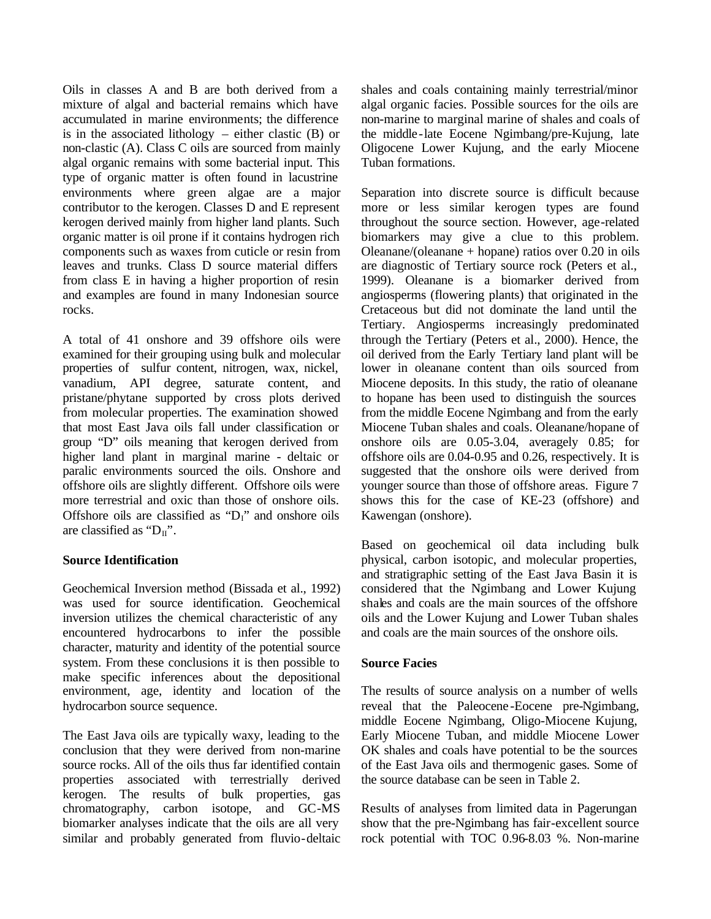Oils in classes A and B are both derived from a mixture of algal and bacterial remains which have accumulated in marine environments; the difference is in the associated lithology – either clastic (B) or non-clastic (A). Class C oils are sourced from mainly algal organic remains with some bacterial input. This type of organic matter is often found in lacustrine environments where green algae are a major contributor to the kerogen. Classes D and E represent kerogen derived mainly from higher land plants. Such organic matter is oil prone if it contains hydrogen rich components such as waxes from cuticle or resin from leaves and trunks. Class D source material differs from class E in having a higher proportion of resin and examples are found in many Indonesian source rocks.

A total of 41 onshore and 39 offshore oils were examined for their grouping using bulk and molecular properties of sulfur content, nitrogen, wax, nickel, vanadium, API degree, saturate content, and pristane/phytane supported by cross plots derived from molecular properties. The examination showed that most East Java oils fall under classification or group "D" oils meaning that kerogen derived from higher land plant in marginal marine - deltaic or paralic environments sourced the oils. Onshore and offshore oils are slightly different. Offshore oils were more terrestrial and oxic than those of onshore oils. Offshore oils are classified as "$D_I$" and onshore oils are classified as "$D_{II}$".

**Source Identification**

Geochemical Inversion method (Bissada et al., 1992) was used for source identification. Geochemical inversion utilizes the chemical characteristic of any encountered hydrocarbons to infer the possible character, maturity and identity of the potential source system. From these conclusions it is then possible to make specific inferences about the depositional environment, age, identity and location of the hydrocarbon source sequence.

The East Java oils are typically waxy, leading to the conclusion that they were derived from non-marine source rocks. All of the oils thus far identified contain properties associated with terrestrially derived kerogen. The results of bulk properties, gas chromatography, carbon isotope, and GC-MS biomarker analyses indicate that the oils are all very similar and probably generated from fluvio-deltaic shales and coals containing mainly terrestrial/minor algal organic facies. Possible sources for the oils are non-marine to marginal marine of shales and coals of the middle-late Eocene Ngimbang/pre-Kujung, late Oligocene Lower Kujung, and the early Miocene Tuban formations.

Separation into discrete source is difficult because more or less similar kerogen types are found throughout the source section. However, age-related biomarkers may give a clue to this problem. Oleanane/(oleanane + hopane) ratios over 0.20 in oils are diagnostic of Tertiary source rock (Peters et al., 1999). Oleanane is a biomarker derived from angiosperms (flowering plants) that originated in the Cretaceous but did not dominate the land until the Tertiary. Angiosperms increasingly predominated through the Tertiary (Peters et al., 2000). Hence, the oil derived from the Early Tertiary land plant will be lower in oleanane content than oils sourced from Miocene deposits. In this study, the ratio of oleanane to hopane has been used to distinguish the sources from the middle Eocene Ngimbang and from the early Miocene Tuban shales and coals. Oleanane/hopane of onshore oils are 0.05-3.04, averagely 0.85; for offshore oils are 0.04-0.95 and 0.26, respectively. It is suggested that the onshore oils were derived from younger source than those of offshore areas. Figure 7 shows this for the case of KE-23 (offshore) and Kawengan (onshore).

Based on geochemical oil data including bulk physical, carbon isotopic, and molecular properties, and stratigraphic setting of the East Java Basin it is considered that the Ngimbang and Lower Kujung shales and coals are the main sources of the offshore oils and the Lower Kujung and Lower Tuban shales and coals are the main sources of the onshore oils.

**Source Facies**

The results of source analysis on a number of wells reveal that the Paleocene-Eocene pre-Ngimbang, middle Eocene Ngimbang, Oligo-Miocene Kujung, Early Miocene Tuban, and middle Miocene Lower OK shales and coals have potential to be the sources of the East Java oils and thermogenic gases. Some of the source database can be seen in Table 2.

Results of analyses from limited data in Pagerungan show that the pre-Ngimbang has fair-excellent source rock potential with TOC 0.96-8.03 %. Non-marine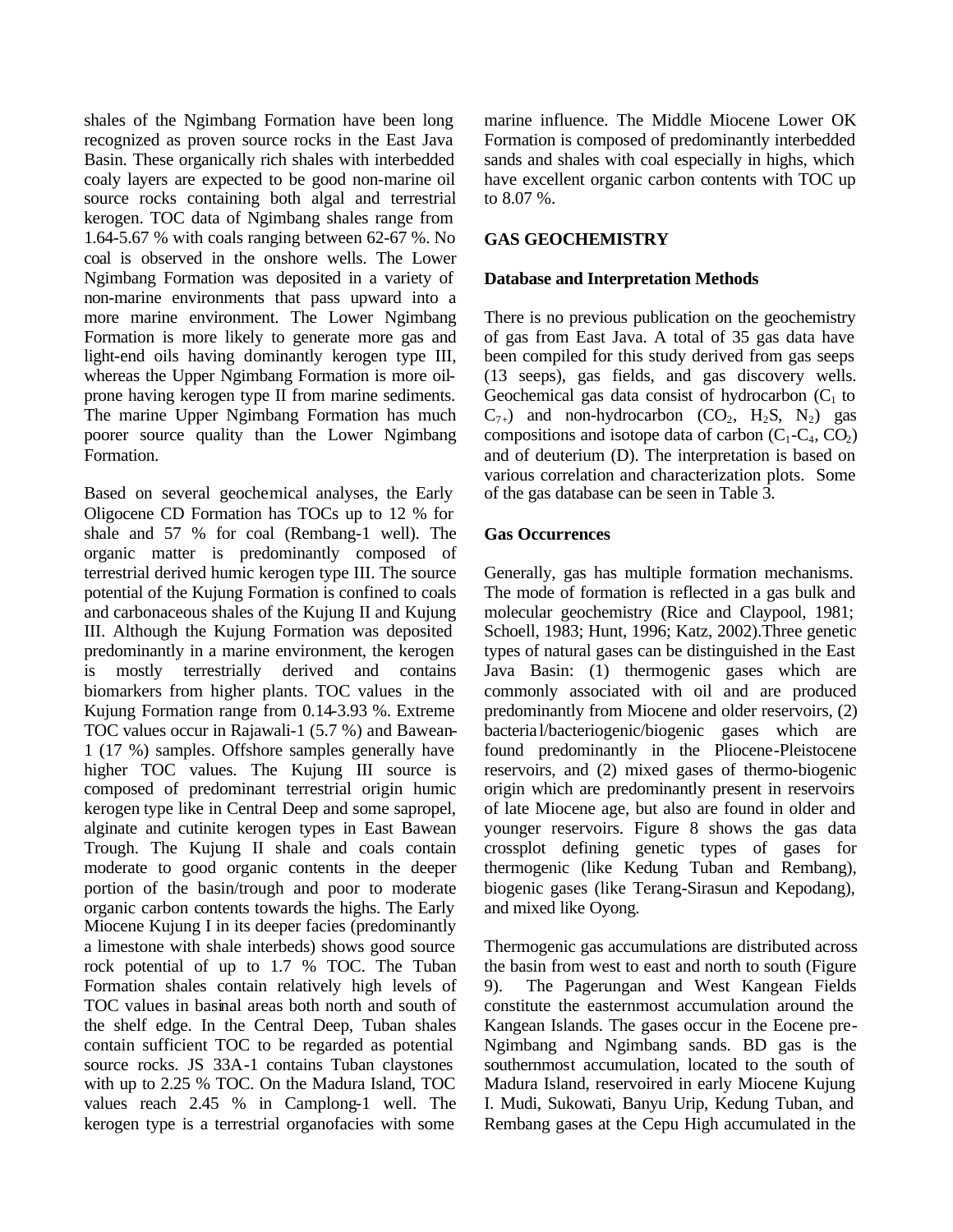shales of the Ngimbang Formation have been long recognized as proven source rocks in the East Java Basin. These organically rich shales with interbedded coaly layers are expected to be good non-marine oil source rocks containing both algal and terrestrial kerogen. TOC data of Ngimbang shales range from 1.64-5.67 % with coals ranging between 62-67 %. No coal is observed in the onshore wells. The Lower Ngimbang Formation was deposited in a variety of non-marine environments that pass upward into a more marine environment. The Lower Ngimbang Formation is more likely to generate more gas and light-end oils having dominantly kerogen type III, whereas the Upper Ngimbang Formation is more oil-prone having kerogen type II from marine sediments. The marine Upper Ngimbang Formation has much poorer source quality than the Lower Ngimbang Formation.

Based on several geochemical analyses, the Early Oligocene CD Formation has TOCs up to 12 % for shale and 57 % for coal (Rembang-1 well). The organic matter is predominantly composed of terrestrial derived humic kerogen type III. The source potential of the Kujung Formation is confined to coals and carbonaceous shales of the Kujung II and Kujung III. Although the Kujung Formation was deposited predominantly in a marine environment, the kerogen is mostly terrestrially derived and contains biomarkers from higher plants. TOC values in the Kujung Formation range from 0.14-3.93 %. Extreme TOC values occur in Rajawali-1 (5.7 %) and Bawean-1 (17 %) samples. Offshore samples generally have higher TOC values. The Kujung III source is composed of predominant terrestrial origin humic kerogen type like in Central Deep and some sapropel, alginate and cutinite kerogen types in East Bawean Trough. The Kujung II shale and coals contain moderate to good organic contents in the deeper portion of the basin/trough and poor to moderate organic carbon contents towards the highs. The Early Miocene Kujung I in its deeper facies (predominantly a limestone with shale interbeds) shows good source rock potential of up to 1.7 % TOC. The Tuban Formation shales contain relatively high levels of TOC values in basinal areas both north and south of the shelf edge. In the Central Deep, Tuban shales contain sufficient TOC to be regarded as potential source rocks. JS 33A-1 contains Tuban claystones with up to 2.25 % TOC. On the Madura Island, TOC values reach 2.45 % in Camplong-1 well. The kerogen type is a terrestrial organofacies with some marine influence. The Middle Miocene Lower OK Formation is composed of predominantly interbedded sands and shales with coal especially in highs, which have excellent organic carbon contents with TOC up to 8.07 %.

## GAS GEOCHEMISTRY

### Database and Interpretation Methods

There is no previous publication on the geochemistry of gas from East Java. A total of 35 gas data have been compiled for this study derived from gas seeps (13 seeps), gas fields, and gas discovery wells. Geochemical gas data consist of hydrocarbon ($C_1$ to $C_{7+}$) and non-hydrocarbon ($CO_2$, $H_2S$, $N_2$) gas compositions and isotope data of carbon ($C_1$-$C_4$, $CO_2$) and of deuterium (D). The interpretation is based on various correlation and characterization plots. Some of the gas database can be seen in Table 3.

### Gas Occurrences

Generally, gas has multiple formation mechanisms. The mode of formation is reflected in a gas bulk and molecular geochemistry (Rice and Claypool, 1981; Schoell, 1983; Hunt, 1996; Katz, 2002).Three genetic types of natural gases can be distinguished in the East Java Basin: (1) thermogenic gases which are commonly associated with oil and are produced predominantly from Miocene and older reservoirs, (2) bacterial/bacteriogenic/biogenic gases which are found predominantly in the Pliocene-Pleistocene reservoirs, and (2) mixed gases of thermo-biogenic origin which are predominantly present in reservoirs of late Miocene age, but also are found in older and younger reservoirs. Figure 8 shows the gas data crossplot defining genetic types of gases for thermogenic (like Kedung Tuban and Rembang), biogenic gases (like Terang-Sirasun and Kepodang), and mixed like Oyong.

Thermogenic gas accumulations are distributed across the basin from west to east and north to south (Figure 9). The Pagerungan and West Kangean Fields constitute the easternmost accumulation around the Kangean Islands. The gases occur in the Eocene pre-Ngimbang and Ngimbang sands. BD gas is the southernmost accumulation, located to the south of Madura Island, reservoired in early Miocene Kujung I. Mudi, Sukowati, Banyu Urip, Kedung Tuban, and Rembang gases at the Cepu High accumulated in the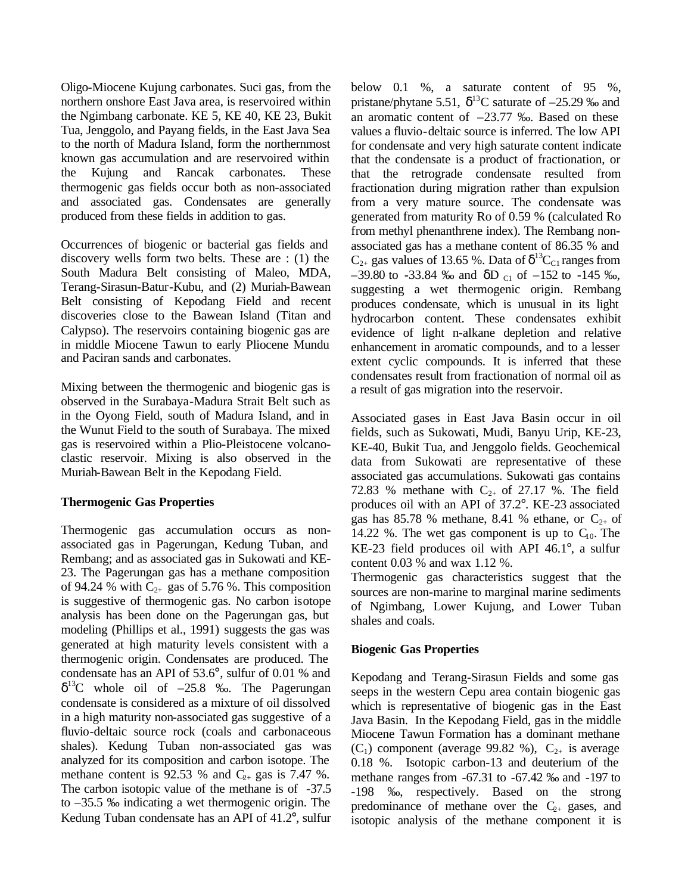Oligo-Miocene Kujung carbonates. Suci gas, from the northern onshore East Java area, is reservoired within the Ngimbang carbonate. KE 5, KE 40, KE 23, Bukit Tua, Jenggolo, and Payang fields, in the East Java Sea to the north of Madura Island, form the northernmost known gas accumulation and are reservoired within the Kujung and Rancak carbonates. These thermogenic gas fields occur both as non-associated and associated gas. Condensates are generally produced from these fields in addition to gas.

Occurrences of biogenic or bacterial gas fields and discovery wells form two belts. These are : (1) the South Madura Belt consisting of Maleo, MDA, Terang-Sirasun-Batur-Kubu, and (2) Muriah-Bawean Belt consisting of Kepodang Field and recent discoveries close to the Bawean Island (Titan and Calypso). The reservoirs containing biogenic gas are in middle Miocene Tawun to early Pliocene Mundu and Paciran sands and carbonates.

Mixing between the thermogenic and biogenic gas is observed in the Surabaya-Madura Strait Belt such as in the Oyong Field, south of Madura Island, and in the Wunut Field to the south of Surabaya. The mixed gas is reservoired within a Plio-Pleistocene volcano-clastic reservoir. Mixing is also observed in the Muriah-Bawean Belt in the Kepodang Field.

**Thermogenic Gas Properties**

Thermogenic gas accumulation occurs as non-associated gas in Pagerungan, Kedung Tuban, and Rembang; and as associated gas in Sukowati and KE-23. The Pagerungan gas has a methane composition of 94.24 % with $C_{2+}$ gas of 5.76 %. This composition is suggestive of thermogenic gas. No carbon isotope analysis has been done on the Pagerungan gas, but modeling (Phillips et al., 1991) suggests the gas was generated at high maturity levels consistent with a thermogenic origin. Condensates are produced. The condensate has an API of 53.6°, sulfur of 0.01 % and $\delta^{13}C$ whole oil of –25.8 ‰. The Pagerungan condensate is considered as a mixture of oil dissolved in a high maturity non-associated gas suggestive of a fluvio-deltaic source rock (coals and carbonaceous shales). Kedung Tuban non-associated gas was analyzed for its composition and carbon isotope. The methane content is 92.53 % and $C_{2+}$ gas is 7.47 %. The carbon isotopic value of the methane is of -37.5 to –35.5 ‰ indicating a wet thermogenic origin. The Kedung Tuban condensate has an API of 41.2°, sulfur below 0.1 %, a saturate content of 95 %, pristane/phytane 5.51, $\delta^{13}C$ saturate of –25.29 ‰ and an aromatic content of –23.77 ‰. Based on these values a fluvio-deltaic source is inferred. The low API for condensate and very high saturate content indicate that the condensate is a product of fractionation, or that the retrograde condensate resulted from fractionation during migration rather than expulsion from a very mature source. The condensate was generated from maturity Ro of 0.59 % (calculated Ro from methyl phenanthrene index). The Rembang non-associated gas has a methane content of 86.35 % and $C_{2+}$ gas values of 13.65 %. Data of $\delta^{13}C_{C1}$ ranges from –39.80 to -33.84 ‰ and $\delta D_{C1}$ of –152 to -145 ‰, suggesting a wet thermogenic origin. Rembang produces condensate, which is unusual in its light hydrocarbon content. These condensates exhibit evidence of light n-alkane depletion and relative enhancement in aromatic compounds, and to a lesser extent cyclic compounds. It is inferred that these condensates result from fractionation of normal oil as a result of gas migration into the reservoir.

Associated gases in East Java Basin occur in oil fields, such as Sukowati, Mudi, Banyu Urip, KE-23, KE-40, Bukit Tua, and Jenggolo fields. Geochemical data from Sukowati are representative of these associated gas accumulations. Sukowati gas contains 72.83 % methane with $C_{2+}$ of 27.17 %. The field produces oil with an API of 37.2°. KE-23 associated gas has 85.78 % methane, 8.41 % ethane, or $C_{2+}$ of 14.22 %. The wet gas component is up to $C_{10}$. The KE-23 field produces oil with API 46.1°, a sulfur content 0.03 % and wax 1.12 %.

Thermogenic gas characteristics suggest that the sources are non-marine to marginal marine sediments of Ngimbang, Lower Kujung, and Lower Tuban shales and coals.

**Biogenic Gas Properties**

Kepodang and Terang-Sirasun Fields and some gas seeps in the western Cepu area contain biogenic gas which is representative of biogenic gas in the East Java Basin. In the Kepodang Field, gas in the middle Miocene Tawun Formation has a dominant methane ($C_1$) component (average 99.82 %), $C_{2+}$ is average 0.18 %. Isotopic carbon-13 and deuterium of the methane ranges from -67.31 to -67.42 ‰ and -197 to -198 ‰, respectively. Based on the strong predominance of methane over the $C_{2+}$ gases, and isotopic analysis of the methane component it is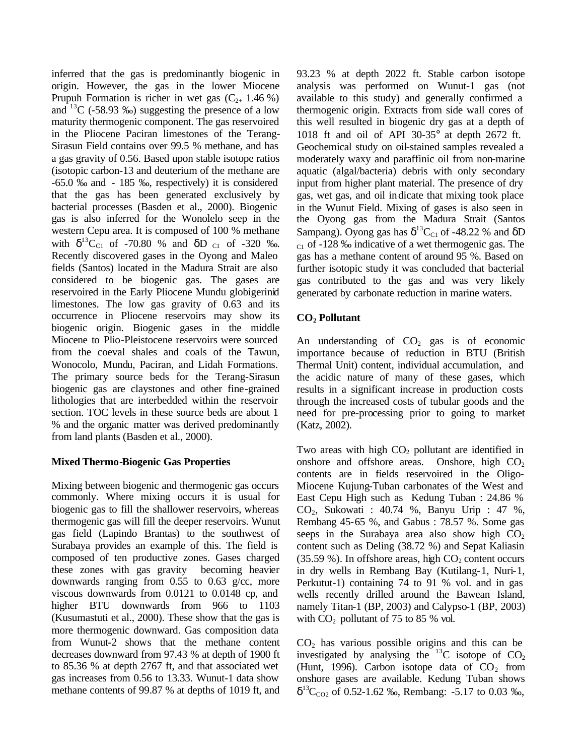inferred that the gas is predominantly biogenic in origin. However, the gas in the lower Miocene Prupuh Formation is richer in wet gas ($C_{2+}$ 1.46 %) and $^{13}C$ (-58.93 ‰) suggesting the presence of a low maturity thermogenic component. The gas reservoired in the Pliocene Paciran limestones of the Terang-Sirasun Field contains over 99.5 % methane, and has a gas gravity of 0.56. Based upon stable isotope ratios (isotopic carbon-13 and deuterium of the methane are -65.0 ‰ and - 185 ‰, respectively) it is considered that the gas has been generated exclusively by bacterial processes (Basden et al., 2000). Biogenic gas is also inferred for the Wonolelo seep in the western Cepu area. It is composed of 100 % methane with $\delta^{13}C_{C1}$ of -70.80 % and $\delta D_{C1}$ of -320 ‰. Recently discovered gases in the Oyong and Maleo fields (Santos) located in the Madura Strait are also considered to be biogenic gas. The gases are reservoired in the Early Pliocene Mundu globigerinid limestones. The low gas gravity of 0.63 and its occurrence in Pliocene reservoirs may show its biogenic origin. Biogenic gases in the middle Miocene to Plio-Pleistocene reservoirs were sourced from the coeval shales and coals of the Tawun, Wonocolo, Mundu, Paciran, and Lidah Formations. The primary source beds for the Terang-Sirasun biogenic gas are claystones and other fine-grained lithologies that are interbedded within the reservoir section. TOC levels in these source beds are about 1 % and the organic matter was derived predominantly from land plants (Basden et al., 2000).

**Mixed Thermo-Biogenic Gas Properties**

Mixing between biogenic and thermogenic gas occurs commonly. Where mixing occurs it is usual for biogenic gas to fill the shallower reservoirs, whereas thermogenic gas will fill the deeper reservoirs. Wunut gas field (Lapindo Brantas) to the southwest of Surabaya provides an example of this. The field is composed of ten productive zones. Gases charged these zones with gas gravity becoming heavier downwards ranging from 0.55 to 0.63 g/cc, more viscous downwards from 0.0121 to 0.0148 cp, and higher BTU downwards from 966 to 1103 (Kusumastuti et al., 2000). These show that the gas is more thermogenic downward. Gas composition data from Wunut-2 shows that the methane content decreases downward from 97.43 % at depth of 1900 ft to 85.36 % at depth 2767 ft, and that associated wet gas increases from 0.56 to 13.33. Wunut-1 data show methane contents of 99.87 % at depths of 1019 ft, and 93.23 % at depth 2022 ft. Stable carbon isotope analysis was performed on Wunut-1 gas (not available to this study) and generally confirmed a thermogenic origin. Extracts from side wall cores of this well resulted in biogenic dry gas at a depth of 1018 ft and oil of API 30-35° at depth 2672 ft. Geochemical study on oil-stained samples revealed a moderately waxy and paraffinic oil from non-marine aquatic (algal/bacteria) debris with only secondary input from higher plant material. The presence of dry gas, wet gas, and oil indicate that mixing took place in the Wunut Field. Mixing of gases is also seen in the Oyong gas from the Madura Strait (Santos Sampang). Oyong gas has $\delta^{13}C_{C1}$ of -48.22 % and $\delta D_{C1}$ of -128 ‰ indicative of a wet thermogenic gas. The gas has a methane content of around 95 %. Based on further isotopic study it was concluded that bacterial gas contributed to the gas and was very likely generated by carbonate reduction in marine waters.

**$CO_2$ Pollutant**

An understanding of $CO_2$ gas is of economic importance because of reduction in BTU (British Thermal Unit) content, individual accumulation, and the acidic nature of many of these gases, which results in a significant increase in production costs through the increased costs of tubular goods and the need for pre-processing prior to going to market (Katz, 2002).

Two areas with high $CO_2$ pollutant are identified in onshore and offshore areas. Onshore, high $CO_2$ contents are in fields reservoired in the Oligo-Miocene Kujung-Tuban carbonates of the West and East Cepu High such as Kedung Tuban : 24.86 % $CO_2$, Sukowati : 40.74 %, Banyu Urip : 47 %, Rembang 45-65 %, and Gabus : 78.57 %. Some gas seeps in the Surabaya area also show high $CO_2$ content such as Deling (38.72 %) and Sepat Kaliasin (35.59 %). In offshore areas, high $CO_2$ content occurs in dry wells in Rembang Bay (Kutilang-1, Nuri-1, Perkutut-1) containing 74 to 91 % vol. and in gas wells recently drilled around the Bawean Island, namely Titan-1 (BP, 2003) and Calypso-1 (BP, 2003) with $CO_2$ pollutant of 75 to 85 % vol.

$CO_2$ has various possible origins and this can be investigated by analysing the $^{13}C$ isotope of $CO_2$ (Hunt, 1996). Carbon isotope data of $CO_2$ from onshore gases are available. Kedung Tuban shows $\delta^{13}C_{CO2}$ of 0.52-1.62 ‰, Rembang: -5.17 to 0.03 ‰,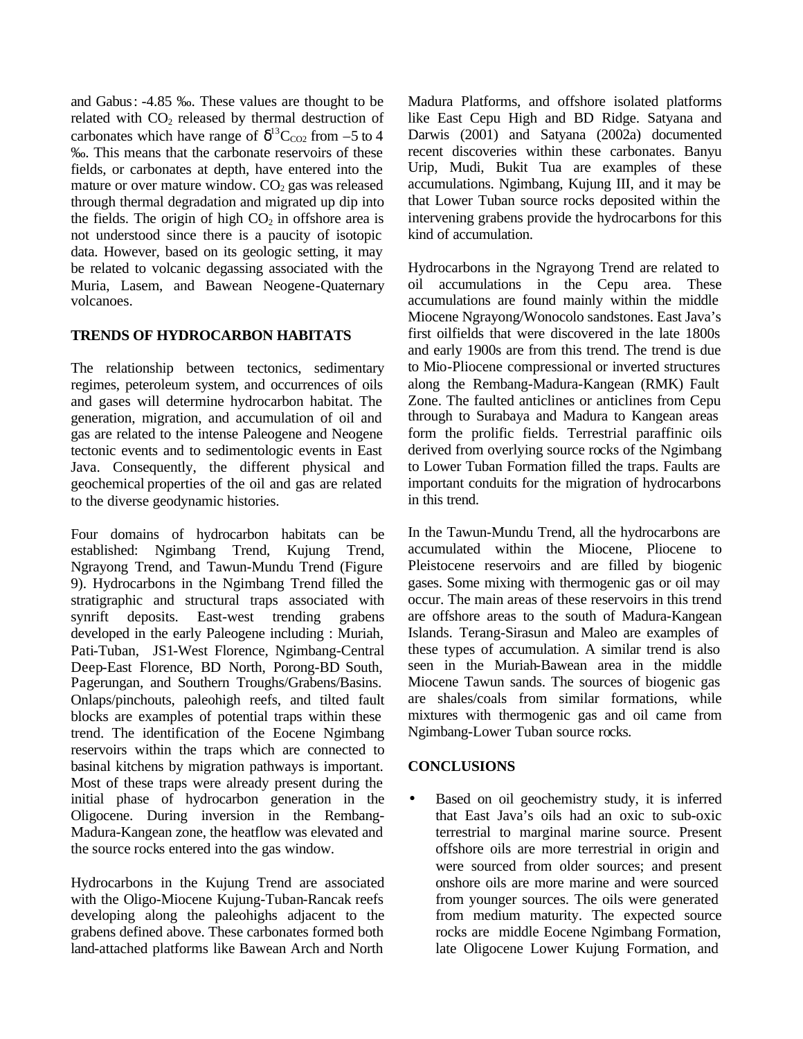and Gabus: -4.85 ‰. These values are thought to be related with $CO_2$ released by thermal destruction of carbonates which have range of $\delta^{13}C_{CO2}$ from –5 to 4 ‰. This means that the carbonate reservoirs of these fields, or carbonates at depth, have entered into the mature or over mature window. $CO_2$ gas was released through thermal degradation and migrated up dip into the fields. The origin of high $CO_2$ in offshore area is not understood since there is a paucity of isotopic data. However, based on its geologic setting, it may be related to volcanic degassing associated with the Muria, Lasem, and Bawean Neogene-Quaternary volcanoes.

## TRENDS OF HYDROCARBON HABITATS

The relationship between tectonics, sedimentary regimes, peteroleum system, and occurrences of oils and gases will determine hydrocarbon habitat. The generation, migration, and accumulation of oil and gas are related to the intense Paleogene and Neogene tectonic events and to sedimentologic events in East Java. Consequently, the different physical and geochemical properties of the oil and gas are related to the diverse geodynamic histories.

Four domains of hydrocarbon habitats can be established: Ngimbang Trend, Kujung Trend, Ngrayong Trend, and Tawun-Mundu Trend (Figure 9). Hydrocarbons in the Ngimbang Trend filled the stratigraphic and structural traps associated with synrift deposits. East-west trending grabens developed in the early Paleogene including : Muriah, Pati-Tuban, JS1-West Florence, Ngimbang-Central Deep-East Florence, BD North, Porong-BD South, Pagerungan, and Southern Troughs/Grabens/Basins. Onlaps/pinchouts, paleohigh reefs, and tilted fault blocks are examples of potential traps within these trend. The identification of the Eocene Ngimbang reservoirs within the traps which are connected to basinal kitchens by migration pathways is important. Most of these traps were already present during the initial phase of hydrocarbon generation in the Oligocene. During inversion in the Rembang-Madura-Kangean zone, the heatflow was elevated and the source rocks entered into the gas window.

Hydrocarbons in the Kujung Trend are associated with the Oligo-Miocene Kujung-Tuban-Rancak reefs developing along the paleohighs adjacent to the grabens defined above. These carbonates formed both land-attached platforms like Bawean Arch and North Madura Platforms, and offshore isolated platforms like East Cepu High and BD Ridge. Satyana and Darwis (2001) and Satyana (2002a) documented recent discoveries within these carbonates. Banyu Urip, Mudi, Bukit Tua are examples of these accumulations. Ngimbang, Kujung III, and it may be that Lower Tuban source rocks deposited within the intervening grabens provide the hydrocarbons for this kind of accumulation.

Hydrocarbons in the Ngrayong Trend are related to oil accumulations in the Cepu area. These accumulations are found mainly within the middle Miocene Ngrayong/Wonocolo sandstones. East Java's first oilfields that were discovered in the late 1800s and early 1900s are from this trend. The trend is due to Mio-Pliocene compressional or inverted structures along the Rembang-Madura-Kangean (RMK) Fault Zone. The faulted anticlines or anticlines from Cepu through to Surabaya and Madura to Kangean areas form the prolific fields. Terrestrial paraffinic oils derived from overlying source rocks of the Ngimbang to Lower Tuban Formation filled the traps. Faults are important conduits for the migration of hydrocarbons in this trend.

In the Tawun-Mundu Trend, all the hydrocarbons are accumulated within the Miocene, Pliocene to Pleistocene reservoirs and are filled by biogenic gases. Some mixing with thermogenic gas or oil may occur. The main areas of these reservoirs in this trend are offshore areas to the south of Madura-Kangean Islands. Terang-Sirasun and Maleo are examples of these types of accumulation. A similar trend is also seen in the Muriah-Bawean area in the middle Miocene Tawun sands. The sources of biogenic gas are shales/coals from similar formations, while mixtures with thermogenic gas and oil came from Ngimbang-Lower Tuban source rocks.

## CONCLUSIONS

- Based on oil geochemistry study, it is inferred that East Java's oils had an oxic to sub-oxic terrestrial to marginal marine source. Present offshore oils are more terrestrial in origin and were sourced from older sources; and present onshore oils are more marine and were sourced from younger sources. The oils were generated from medium maturity. The expected source rocks are middle Eocene Ngimbang Formation, late Oligocene Lower Kujung Formation, and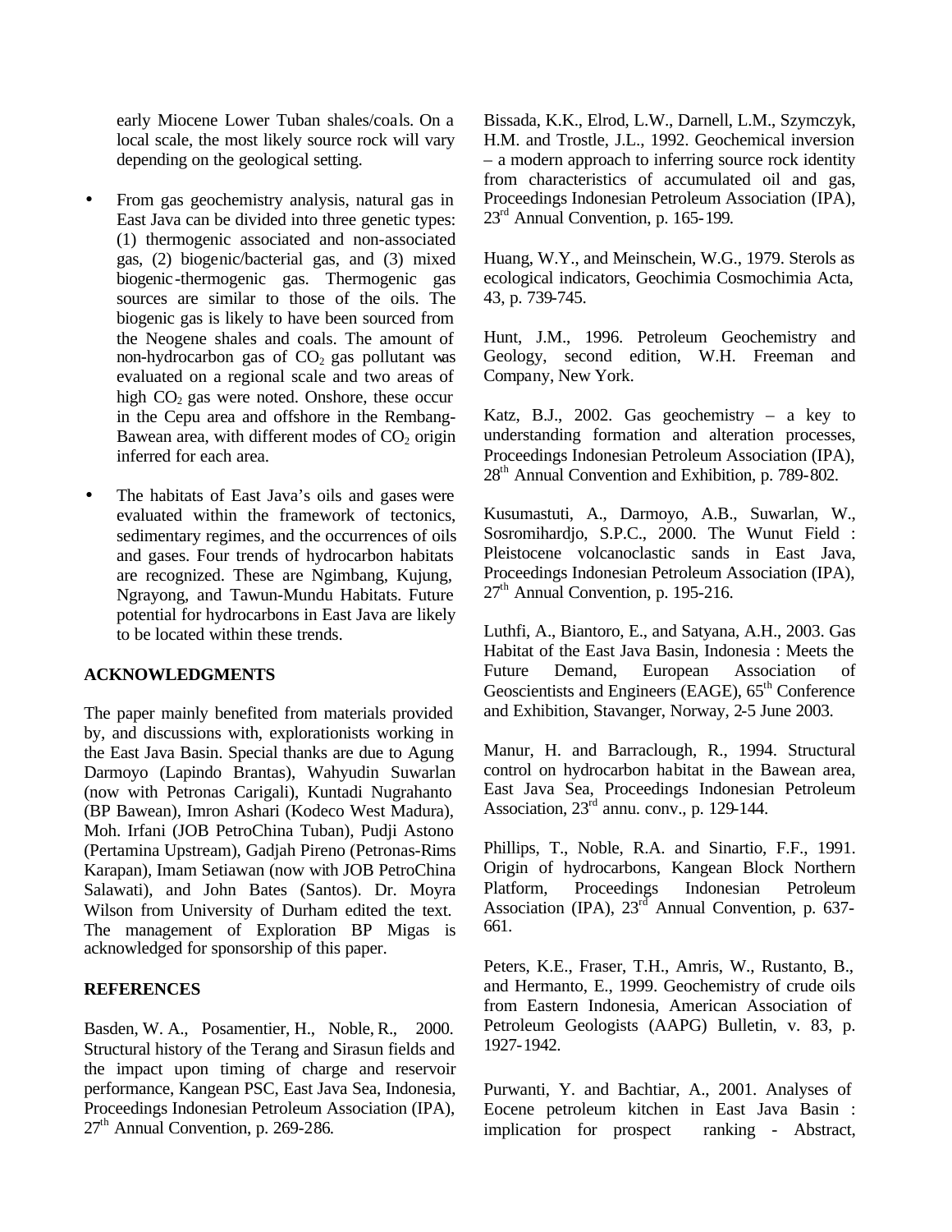early Miocene Lower Tuban shales/coals. On a local scale, the most likely source rock will vary depending on the geological setting.

- From gas geochemistry analysis, natural gas in East Java can be divided into three genetic types: (1) thermogenic associated and non-associated gas, (2) biogenic/bacterial gas, and (3) mixed biogenic-thermogenic gas. Thermogenic gas sources are similar to those of the oils. The biogenic gas is likely to have been sourced from the Neogene shales and coals. The amount of non-hydrocarbon gas of $CO_2$ gas pollutant was evaluated on a regional scale and two areas of high $CO_2$ gas were noted. Onshore, these occur in the Cepu area and offshore in the Rembang-Bawean area, with different modes of $CO_2$ origin inferred for each area.

- The habitats of East Java's oils and gases were evaluated within the framework of tectonics, sedimentary regimes, and the occurrences of oils and gases. Four trends of hydrocarbon habitats are recognized. These are Ngimbang, Kujung, Ngrayong, and Tawun-Mundu Habitats. Future potential for hydrocarbons in East Java are likely to be located within these trends.

## ACKNOWLEDGMENTS

The paper mainly benefited from materials provided by, and discussions with, explorationists working in the East Java Basin. Special thanks are due to Agung Darmoyo (Lapindo Brantas), Wahyudin Suwarlan (now with Petronas Carigali), Kuntadi Nugrahanto (BP Bawean), Imron Ashari (Kodeco West Madura), Moh. Irfani (JOB PetroChina Tuban), Pudji Astono (Pertamina Upstream), Gadjah Pireno (Petronas-Rims Karapan), Imam Setiawan (now with JOB PetroChina Salawati), and John Bates (Santos). Dr. Moyra Wilson from University of Durham edited the text. The management of Exploration BP Migas is acknowledged for sponsorship of this paper.

## REFERENCES

Basden, W. A., Posamentier, H., Noble, R., 2000. Structural history of the Terang and Sirasun fields and the impact upon timing of charge and reservoir performance, Kangean PSC, East Java Sea, Indonesia, Proceedings Indonesian Petroleum Association (IPA), 27th Annual Convention, p. 269-286.

Bissada, K.K., Elrod, L.W., Darnell, L.M., Szymczyk, H.M. and Trostle, J.L., 1992. Geochemical inversion – a modern approach to inferring source rock identity from characteristics of accumulated oil and gas, Proceedings Indonesian Petroleum Association (IPA), 23rd Annual Convention, p. 165-199.

Huang, W.Y., and Meinschein, W.G., 1979. Sterols as ecological indicators, Geochimia Cosmochimia Acta, 43, p. 739-745.

Hunt, J.M., 1996. Petroleum Geochemistry and Geology, second edition, W.H. Freeman and Company, New York.

Katz, B.J., 2002. Gas geochemistry – a key to understanding formation and alteration processes, Proceedings Indonesian Petroleum Association (IPA), 28th Annual Convention and Exhibition, p. 789-802.

Kusumastuti, A., Darmoyo, A.B., Suwarlan, W., Sosromihardjo, S.P.C., 2000. The Wunut Field : Pleistocene volcanoclastic sands in East Java, Proceedings Indonesian Petroleum Association (IPA), 27th Annual Convention, p. 195-216.

Luthfi, A., Biantoro, E., and Satyana, A.H., 2003. Gas Habitat of the East Java Basin, Indonesia : Meets the Future Demand, European Association of Geoscientists and Engineers (EAGE), 65th Conference and Exhibition, Stavanger, Norway, 2-5 June 2003.

Manur, H. and Barraclough, R., 1994. Structural control on hydrocarbon habitat in the Bawean area, East Java Sea, Proceedings Indonesian Petroleum Association, 23rd annu. conv., p. 129-144.

Phillips, T., Noble, R.A. and Sinartio, F.F., 1991. Origin of hydrocarbons, Kangean Block Northern Platform, Proceedings Indonesian Petroleum Association (IPA), 23rd Annual Convention, p. 637-661.

Peters, K.E., Fraser, T.H., Amris, W., Rustanto, B., and Hermanto, E., 1999. Geochemistry of crude oils from Eastern Indonesia, American Association of Petroleum Geologists (AAPG) Bulletin, v. 83, p. 1927-1942.

Purwanti, Y. and Bachtiar, A., 2001. Analyses of Eocene petroleum kitchen in East Java Basin : implication for prospect ranking - Abstract,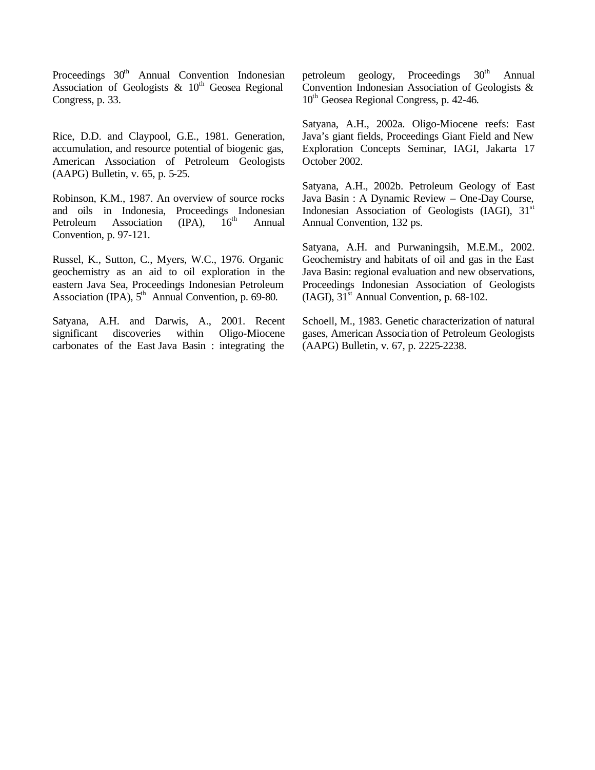Proceedings 30th Annual Convention Indonesian Association of Geologists & 10th Geosea Regional Congress, p. 33.

Rice, D.D. and Claypool, G.E., 1981. Generation, accumulation, and resource potential of biogenic gas, American Association of Petroleum Geologists (AAPG) Bulletin, v. 65, p. 5-25.

Robinson, K.M., 1987. An overview of source rocks and oils in Indonesia, Proceedings Indonesian Petroleum Association (IPA), 16th Annual Convention, p. 97-121.

Russel, K., Sutton, C., Myers, W.C., 1976. Organic geochemistry as an aid to oil exploration in the eastern Java Sea, Proceedings Indonesian Petroleum Association (IPA), 5th Annual Convention, p. 69-80.

Satyana, A.H. and Darwis, A., 2001. Recent significant discoveries within Oligo-Miocene carbonates of the East Java Basin : integrating the petroleum geology, Proceedings 30th Annual Convention Indonesian Association of Geologists & 10th Geosea Regional Congress, p. 42-46.

Satyana, A.H., 2002a. Oligo-Miocene reefs: East Java's giant fields, Proceedings Giant Field and New Exploration Concepts Seminar, IAGI, Jakarta 17 October 2002.

Satyana, A.H., 2002b. Petroleum Geology of East Java Basin : A Dynamic Review – One-Day Course, Indonesian Association of Geologists (IAGI), 31st Annual Convention, 132 ps.

Satyana, A.H. and Purwaningsih, M.E.M., 2002. Geochemistry and habitats of oil and gas in the East Java Basin: regional evaluation and new observations, Proceedings Indonesian Association of Geologists (IAGI), 31st Annual Convention, p. 68-102.

Schoell, M., 1983. Genetic characterization of natural gases, American Association of Petroleum Geologists (AAPG) Bulletin, v. 67, p. 2225-2238.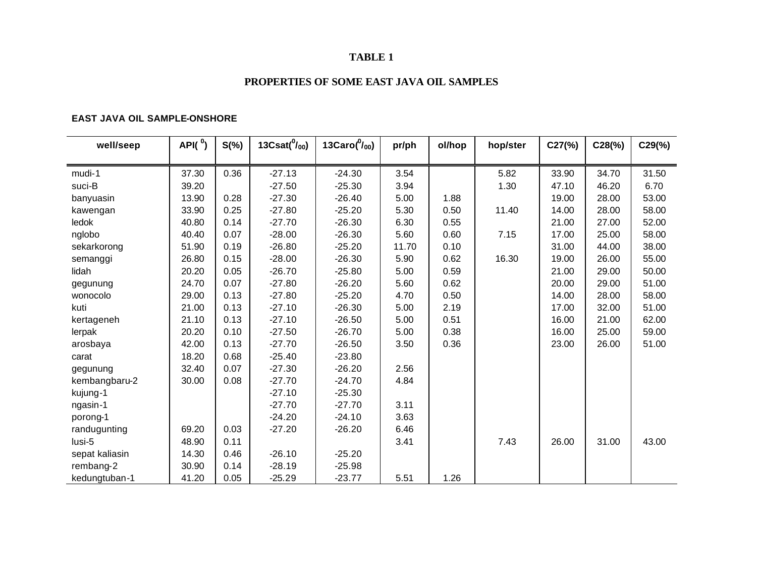# TABLE 1

## PROPERTIES OF SOME EAST JAVA OIL SAMPLES

**EAST JAVA OIL SAMPLE-ONSHORE**

| well/seep | API( $^0$) | S(%) | 13Csat($^0/_{00}$) | 13Caro($^0/_{00}$) | pr/ph | ol/hop | hop/ster | C27(%) | C28(%) | C29(%) |
|---|---|---|---|---|---|---|---|---|---|---|
| mudi-1 | 37.30 | 0.36 | -27.13 | -24.30 | 3.54 | | 5.82 | 33.90 | 34.70 | 31.50 |
| suci-B | 39.20 | | -27.50 | -25.30 | 3.94 | | 1.30 | 47.10 | 46.20 | 6.70 |
| banyuasin | 13.90 | 0.28 | -27.30 | -26.40 | 5.00 | 1.88 | | 19.00 | 28.00 | 53.00 |
| kawengan | 33.90 | 0.25 | -27.80 | -25.20 | 5.30 | 0.50 | 11.40 | 14.00 | 28.00 | 58.00 |
| ledok | 40.80 | 0.14 | -27.70 | -26.30 | 6.30 | 0.55 | | 21.00 | 27.00 | 52.00 |
| nglobo | 40.40 | 0.07 | -28.00 | -26.30 | 5.60 | 0.60 | 7.15 | 17.00 | 25.00 | 58.00 |
| sekarkorong | 51.90 | 0.19 | -26.80 | -25.20 | 11.70 | 0.10 | | 31.00 | 44.00 | 38.00 |
| semanggi | 26.80 | 0.15 | -28.00 | -26.30 | 5.90 | 0.62 | 16.30 | 19.00 | 26.00 | 55.00 |
| lidah | 20.20 | 0.05 | -26.70 | -25.80 | 5.00 | 0.59 | | 21.00 | 29.00 | 50.00 |
| gegunung | 24.70 | 0.07 | -27.80 | -26.20 | 5.60 | 0.62 | | 20.00 | 29.00 | 51.00 |
| wonocolo | 29.00 | 0.13 | -27.80 | -25.20 | 4.70 | 0.50 | | 14.00 | 28.00 | 58.00 |
| kuti | 21.00 | 0.13 | -27.10 | -26.30 | 5.00 | 2.19 | | 17.00 | 32.00 | 51.00 |
| kertageneh | 21.10 | 0.13 | -27.10 | -26.50 | 5.00 | 0.51 | | 16.00 | 21.00 | 62.00 |
| lerpak | 20.20 | 0.10 | -27.50 | -26.70 | 5.00 | 0.38 | | 16.00 | 25.00 | 59.00 |
| arosbaya | 42.00 | 0.13 | -27.70 | -26.50 | 3.50 | 0.36 | | 23.00 | 26.00 | 51.00 |
| carat | 18.20 | 0.68 | -25.40 | -23.80 | | | | | | |
| gegunung | 32.40 | 0.07 | -27.30 | -26.20 | 2.56 | | | | | |
| kembangbaru-2 | 30.00 | 0.08 | -27.70 | -24.70 | 4.84 | | | | | |
| kujung-1 | | | -27.10 | -25.30 | | | | | | |
| ngasin-1 | | | -27.70 | -27.70 | 3.11 | | | | | |
| porong-1 | | | -24.20 | -24.10 | 3.63 | | | | | |
| randugunting | 69.20 | 0.03 | -27.20 | -26.20 | 6.46 | | | | | |
| lusi-5 | 48.90 | 0.11 | | | 3.41 | | 7.43 | 26.00 | 31.00 | 43.00 |
| sepat kaliasin | 14.30 | 0.46 | -26.10 | -25.20 | | | | | | |
| rembang-2 | 30.90 | 0.14 | -28.19 | -25.98 | | | | | | |
| kedungtuban-1 | 41.20 | 0.05 | -25.29 | -23.77 | 5.51 | 1.26 | | | | |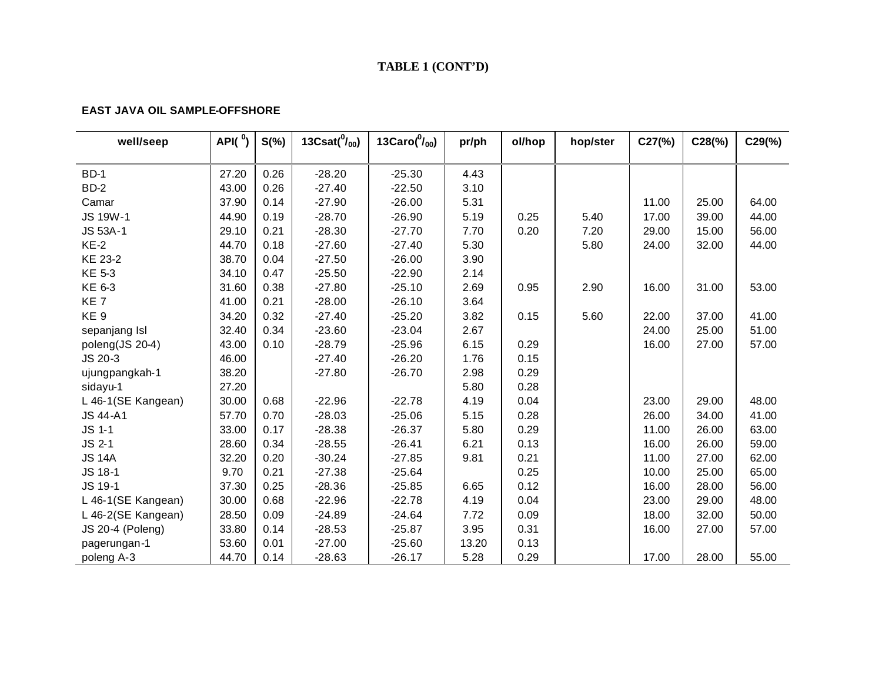**TABLE 1 (CONT'D)**

**EAST JAVA OIL SAMPLE-OFFSHORE**

| well/seep | API( $^0$) | S(%) | 13Csat($^0/_{00}$) | 13Caro($^0/_{00}$) | pr/ph | ol/hop | hop/ster | C27(%) | C28(%) | C29(%) |
|---|---|---|---|---|---|---|---|---|---|---|
| BD-1 | 27.20 | 0.26 | -28.20 | -25.30 | 4.43 | | | | | |
| BD-2 | 43.00 | 0.26 | -27.40 | -22.50 | 3.10 | | | | | |
| Camar | 37.90 | 0.14 | -27.90 | -26.00 | 5.31 | | | 11.00 | 25.00 | 64.00 |
| JS 19W-1 | 44.90 | 0.19 | -28.70 | -26.90 | 5.19 | 0.25 | 5.40 | 17.00 | 39.00 | 44.00 |
| JS 53A-1 | 29.10 | 0.21 | -28.30 | -27.70 | 7.70 | 0.20 | 7.20 | 29.00 | 15.00 | 56.00 |
| KE-2 | 44.70 | 0.18 | -27.60 | -27.40 | 5.30 | | 5.80 | 24.00 | 32.00 | 44.00 |
| KE 23-2 | 38.70 | 0.04 | -27.50 | -26.00 | 3.90 | | | | | |
| KE 5-3 | 34.10 | 0.47 | -25.50 | -22.90 | 2.14 | | | | | |
| KE 6-3 | 31.60 | 0.38 | -27.80 | -25.10 | 2.69 | 0.95 | 2.90 | 16.00 | 31.00 | 53.00 |
| KE 7 | 41.00 | 0.21 | -28.00 | -26.10 | 3.64 | | | | | |
| KE 9 | 34.20 | 0.32 | -27.40 | -25.20 | 3.82 | 0.15 | 5.60 | 22.00 | 37.00 | 41.00 |
| sepanjang Isl | 32.40 | 0.34 | -23.60 | -23.04 | 2.67 | | | 24.00 | 25.00 | 51.00 |
| poleng(JS 20-4) | 43.00 | 0.10 | -28.79 | -25.96 | 6.15 | 0.29 | | 16.00 | 27.00 | 57.00 |
| JS 20-3 | 46.00 | | -27.40 | -26.20 | 1.76 | 0.15 | | | | |
| ujungpangkah-1 | 38.20 | | -27.80 | -26.70 | 2.98 | 0.29 | | | | |
| sidayu-1 | 27.20 | | | | 5.80 | 0.28 | | | | |
| L 46-1(SE Kangean) | 30.00 | 0.68 | -22.96 | -22.78 | 4.19 | 0.04 | | 23.00 | 29.00 | 48.00 |
| JS 44-A1 | 57.70 | 0.70 | -28.03 | -25.06 | 5.15 | 0.28 | | 26.00 | 34.00 | 41.00 |
| JS 1-1 | 33.00 | 0.17 | -28.38 | -26.37 | 5.80 | 0.29 | | 11.00 | 26.00 | 63.00 |
| JS 2-1 | 28.60 | 0.34 | -28.55 | -26.41 | 6.21 | 0.13 | | 16.00 | 26.00 | 59.00 |
| JS 14A | 32.20 | 0.20 | -30.24 | -27.85 | 9.81 | 0.21 | | 11.00 | 27.00 | 62.00 |
| JS 18-1 | 9.70 | 0.21 | -27.38 | -25.64 | | 0.25 | | 10.00 | 25.00 | 65.00 |
| JS 19-1 | 37.30 | 0.25 | -28.36 | -25.85 | 6.65 | 0.12 | | 16.00 | 28.00 | 56.00 |
| L 46-1(SE Kangean) | 30.00 | 0.68 | -22.96 | -22.78 | 4.19 | 0.04 | | 23.00 | 29.00 | 48.00 |
| L 46-2(SE Kangean) | 28.50 | 0.09 | -24.89 | -24.64 | 7.72 | 0.09 | | 18.00 | 32.00 | 50.00 |
| JS 20-4 (Poleng) | 33.80 | 0.14 | -28.53 | -25.87 | 3.95 | 0.31 | | 16.00 | 27.00 | 57.00 |
| pagerungan-1 | 53.60 | 0.01 | -27.00 | -25.60 | 13.20 | 0.13 | | | | |
| poleng A-3 | 44.70 | 0.14 | -28.63 | -26.17 | 5.28 | 0.29 | | 17.00 | 28.00 | 55.00 |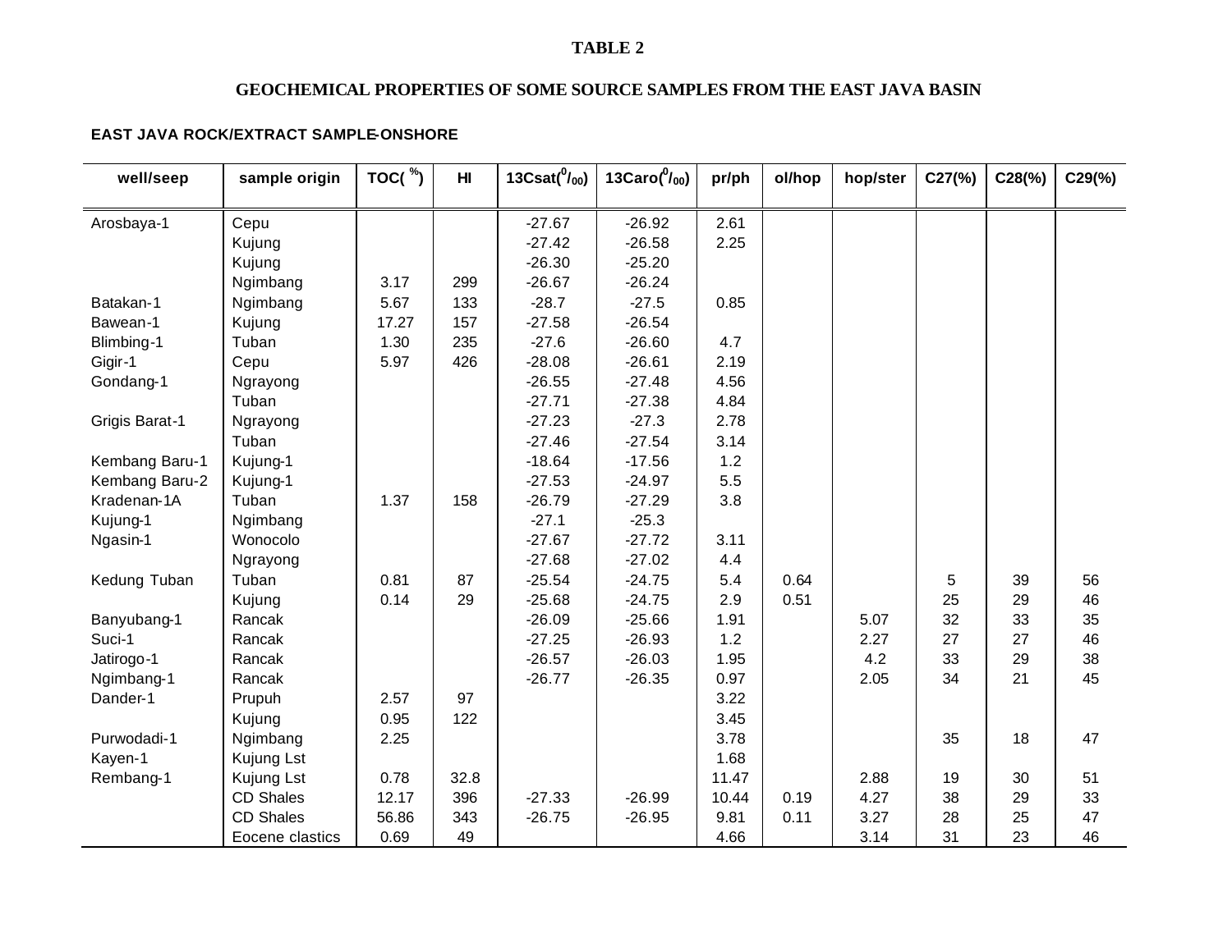# TABLE 2

## GEOCHEMICAL PROPERTIES OF SOME SOURCE SAMPLES FROM THE EAST JAVA BASIN

**EAST JAVA ROCK/EXTRACT SAMPLE-ONSHORE**

| well/seep | sample origin | TOC( %) | HI | 13Csat($^{0}/_{00}$) | 13Caro($^{0}/_{00}$) | pr/ph | ol/hop | hop/ster | C27(%) | C28(%) | C29(%) |
|---|---|---|---|---|---|---|---|---|---|---|---|
| Arosbaya-1 | Cepu | | | -27.67 | -26.92 | 2.61 | | | | | |
| | Kujung | | | -27.42 | -26.58 | 2.25 | | | | | |
| | Kujung | | | -26.30 | -25.20 | | | | | | |
| | Ngimbang | 3.17 | 299 | -26.67 | -26.24 | | | | | | |
| Batakan-1 | Ngimbang | 5.67 | 133 | -28.7 | -27.5 | 0.85 | | | | | |
| Bawean-1 | Kujung | 17.27 | 157 | -27.58 | -26.54 | | | | | | |
| Blimbing-1 | Tuban | 1.30 | 235 | -27.6 | -26.60 | 4.7 | | | | | |
| Gigir-1 | Cepu | 5.97 | 426 | -28.08 | -26.61 | 2.19 | | | | | |
| Gondang-1 | Ngrayong | | | -26.55 | -27.48 | 4.56 | | | | | |
| | Tuban | | | -27.71 | -27.38 | 4.84 | | | | | |
| Grigis Barat-1 | Ngrayong | | | -27.23 | -27.3 | 2.78 | | | | | |
| | Tuban | | | -27.46 | -27.54 | 3.14 | | | | | |
| Kembang Baru-1 | Kujung-1 | | | -18.64 | -17.56 | 1.2 | | | | | |
| Kembang Baru-2 | Kujung-1 | | | -27.53 | -24.97 | 5.5 | | | | | |
| Kradenan-1A | Tuban | 1.37 | 158 | -26.79 | -27.29 | 3.8 | | | | | |
| Kujung-1 | Ngimbang | | | -27.1 | -25.3 | | | | | | |
| Ngasin-1 | Wonocolo | | | -27.67 | -27.72 | 3.11 | | | | | |
| | Ngrayong | | | -27.68 | -27.02 | 4.4 | | | | | |
| Kedung Tuban | Tuban | 0.81 | 87 | -25.54 | -24.75 | 5.4 | 0.64 | | 5 | 39 | 56 |
| | Kujung | 0.14 | 29 | -25.68 | -24.75 | 2.9 | 0.51 | | 25 | 29 | 46 |
| Banyubang-1 | Rancak | | | -26.09 | -25.66 | 1.91 | | 5.07 | 32 | 33 | 35 |
| Suci-1 | Rancak | | | -27.25 | -26.93 | 1.2 | | 2.27 | 27 | 27 | 46 |
| Jatirogo-1 | Rancak | | | -26.57 | -26.03 | 1.95 | | 4.2 | 33 | 29 | 38 |
| Ngimbang-1 | Rancak | | | -26.77 | -26.35 | 0.97 | | 2.05 | 34 | 21 | 45 |
| Dander-1 | Prupuh | 2.57 | 97 | | | 3.22 | | | | | |
| | Kujung | 0.95 | 122 | | | 3.45 | | | | | |
| Purwodadi-1 | Ngimbang | 2.25 | | | | 3.78 | | | 35 | 18 | 47 |
| Kayen-1 | Kujung Lst | | | | | 1.68 | | | | | |
| Rembang-1 | Kujung Lst | 0.78 | 32.8 | | | 11.47 | | 2.88 | 19 | 30 | 51 |
| | CD Shales | 12.17 | 396 | -27.33 | -26.99 | 10.44 | 0.19 | 4.27 | 38 | 29 | 33 |
| | CD Shales | 56.86 | 343 | -26.75 | -26.95 | 9.81 | 0.11 | 3.27 | 28 | 25 | 47 |
| | Eocene clastics | 0.69 | 49 | | | 4.66 | | 3.14 | 31 | 23 | 46 |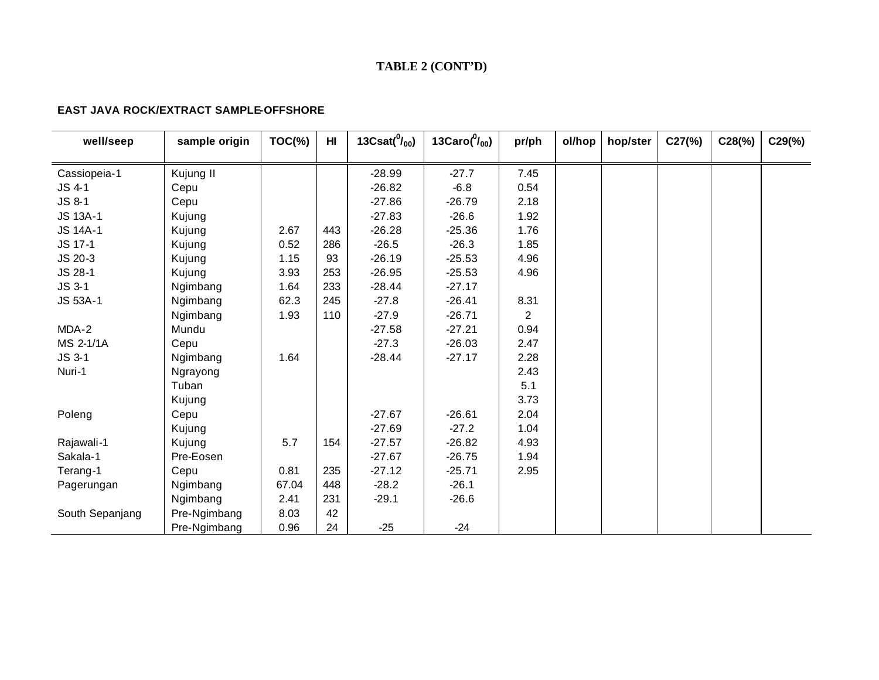**TABLE 2 (CONT'D)**

**EAST JAVA ROCK/EXTRACT SAMPLE-OFFSHORE**

| well/seep | sample origin | TOC(%) | HI | 13Csat($^{0}/_{00}$) | 13Caro($^{0}/_{00}$) | pr/ph | ol/hop | hop/ster | C27(%) | C28(%) | C29(%) |
|---|---|---|---|---|---|---|---|---|---|---|---|
| Cassiopeia-1 | Kujung II | | | -28.99 | -27.7 | 7.45 | | | | | |
| JS 4-1 | Cepu | | | -26.82 | -6.8 | 0.54 | | | | | |
| JS 8-1 | Cepu | | | -27.86 | -26.79 | 2.18 | | | | | |
| JS 13A-1 | Kujung | | | -27.83 | -26.6 | 1.92 | | | | | |
| JS 14A-1 | Kujung | 2.67 | 443 | -26.28 | -25.36 | 1.76 | | | | | |
| JS 17-1 | Kujung | 0.52 | 286 | -26.5 | -26.3 | 1.85 | | | | | |
| JS 20-3 | Kujung | 1.15 | 93 | -26.19 | -25.53 | 4.96 | | | | | |
| JS 28-1 | Kujung | 3.93 | 253 | -26.95 | -25.53 | 4.96 | | | | | |
| JS 3-1 | Ngimbang | 1.64 | 233 | -28.44 | -27.17 | | | | | | |
| JS 53A-1 | Ngimbang | 62.3 | 245 | -27.8 | -26.41 | 8.31 | | | | | |
| | Ngimbang | 1.93 | 110 | -27.9 | -26.71 | 2 | | | | | |
| MDA-2 | Mundu | | | -27.58 | -27.21 | 0.94 | | | | | |
| MS 2-1/1A | Cepu | | | -27.3 | -26.03 | 2.47 | | | | | |
| JS 3-1 | Ngimbang | 1.64 | | -28.44 | -27.17 | 2.28 | | | | | |
| Nuri-1 | Ngrayong | | | | | 2.43 | | | | | |
| | Tuban | | | | | 5.1 | | | | | |
| | Kujung | | | | | 3.73 | | | | | |
| Poleng | Cepu | | | -27.67 | -26.61 | 2.04 | | | | | |
| | Kujung | | | -27.69 | -27.2 | 1.04 | | | | | |
| Rajawali-1 | Kujung | 5.7 | 154 | -27.57 | -26.82 | 4.93 | | | | | |
| Sakala-1 | Pre-Eosen | | | -27.67 | -26.75 | 1.94 | | | | | |
| Terang-1 | Cepu | 0.81 | 235 | -27.12 | -25.71 | 2.95 | | | | | |
| Pagerungan | Ngimbang | 67.04 | 448 | -28.2 | -26.1 | | | | | | |
| | Ngimbang | 2.41 | 231 | -29.1 | -26.6 | | | | | | |
| South Sepanjang | Pre-Ngimbang | 8.03 | 42 | | | | | | | | |
| | Pre-Ngimbang | 0.96 | 24 | -25 | -24 | | | | | | |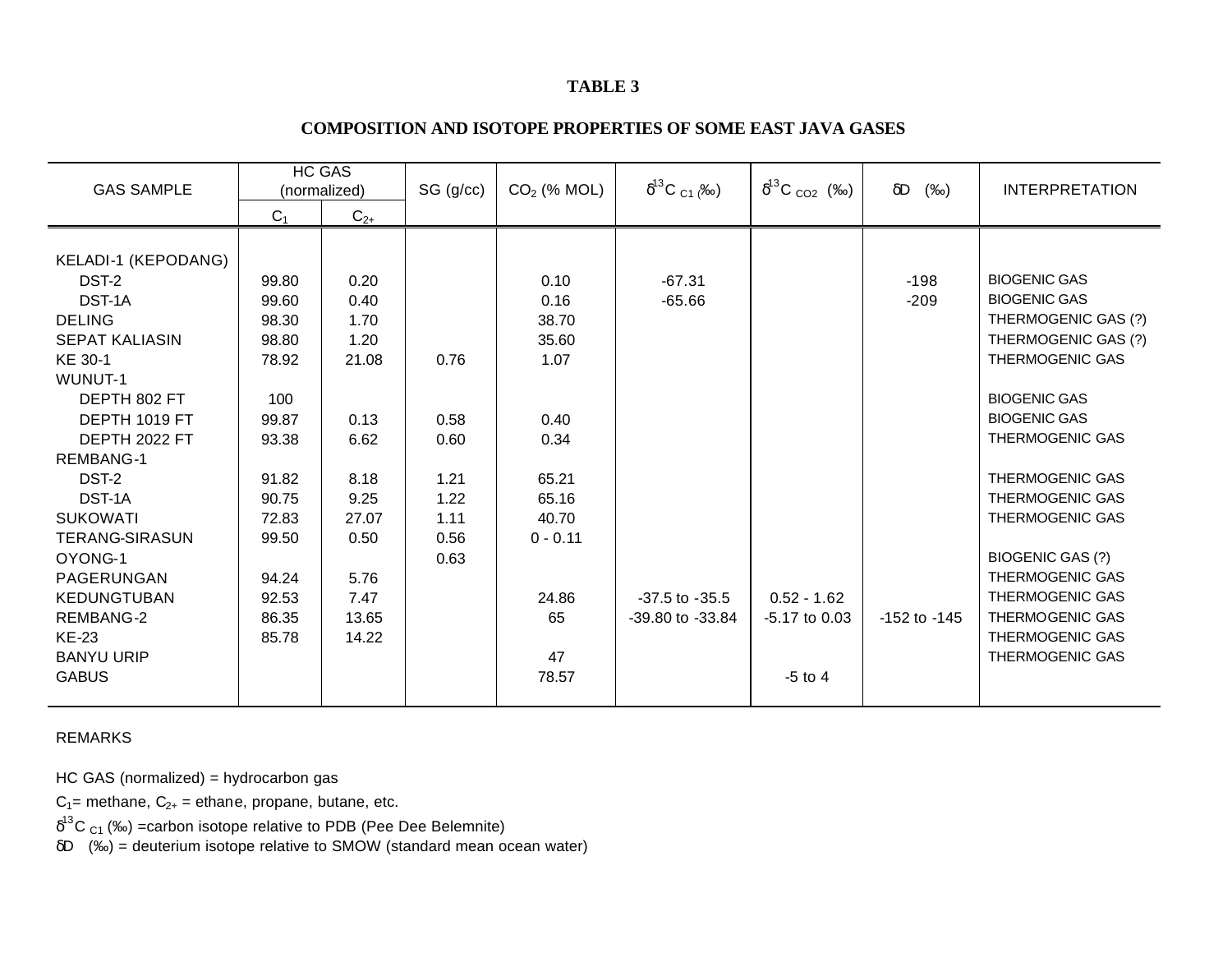**TABLE 3**

**COMPOSITION AND ISOTOPE PROPERTIES OF SOME EAST JAVA GASES**

| GAS SAMPLE | HC GAS (normalized) | | SG (g/cc) | $CO_2$ (% MOL) | $\delta^{13}C_{C1}$ (‰) | $\delta^{13}C_{CO2}$ (‰) | δD (‰) | INTERPRETATION |
|---|---|---|---|---|---|---|---|---|
| | $C_1$ | $C_{2+}$ | | | | | | |
| KELADI-1 (KEPODANG) | | | | | | | | |
| DST-2 | 99.80 | 0.20 | | 0.10 | -67.31 | | -198 | BIOGENIC GAS |
| DST-1A | 99.60 | 0.40 | | 0.16 | -65.66 | | -209 | BIOGENIC GAS |
| DELING | 98.30 | 1.70 | | 38.70 | | | | THERMOGENIC GAS (?) |
| SEPAT KALIASIN | 98.80 | 1.20 | | 35.60 | | | | THERMOGENIC GAS (?) |
| KE 30-1 | 78.92 | 21.08 | 0.76 | 1.07 | | | | THERMOGENIC GAS |
| WUNUT-1 | | | | | | | | |
| DEPTH 802 FT | 100 | | | | | | | BIOGENIC GAS |
| DEPTH 1019 FT | 99.87 | 0.13 | 0.58 | 0.40 | | | | BIOGENIC GAS |
| DEPTH 2022 FT | 93.38 | 6.62 | 0.60 | 0.34 | | | | THERMOGENIC GAS |
| REMBANG-1 | | | | | | | | |
| DST-2 | 91.82 | 8.18 | 1.21 | 65.21 | | | | THERMOGENIC GAS |
| DST-1A | 90.75 | 9.25 | 1.22 | 65.16 | | | | THERMOGENIC GAS |
| SUKOWATI | 72.83 | 27.07 | 1.11 | 40.70 | | | | THERMOGENIC GAS |
| TERANG-SIRASUN | 99.50 | 0.50 | 0.56 | 0 - 0.11 | | | | |
| OYONG-1 | | | 0.63 | | | | | BIOGENIC GAS (?) |
| PAGERUNGAN | 94.24 | 5.76 | | | | | | THERMOGENIC GAS |
| KEDUNGTUBAN | 92.53 | 7.47 | | 24.86 | -37.5 to -35.5 | 0.52 - 1.62 | | THERMOGENIC GAS |
| REMBANG-2 | 86.35 | 13.65 | | 65 | -39.80 to -33.84 | -5.17 to 0.03 | -152 to -145 | THERMOGENIC GAS |
| KE-23 | 85.78 | 14.22 | | | | | | THERMOGENIC GAS |
| BANYU URIP | | | | 47 | | | | THERMOGENIC GAS |
| GABUS | | | | 78.57 | | -5 to 4 | | |

REMARKS

HC GAS (normalized) = hydrocarbon gas

$C_1$= methane, $C_{2+}$ = ethane, propane, butane, etc.

$\delta^{13}C_{C1}$ (‰) =carbon isotope relative to PDB (Pee Dee Belemnite)

δD (‰) = deuterium isotope relative to SMOW (standard mean ocean water)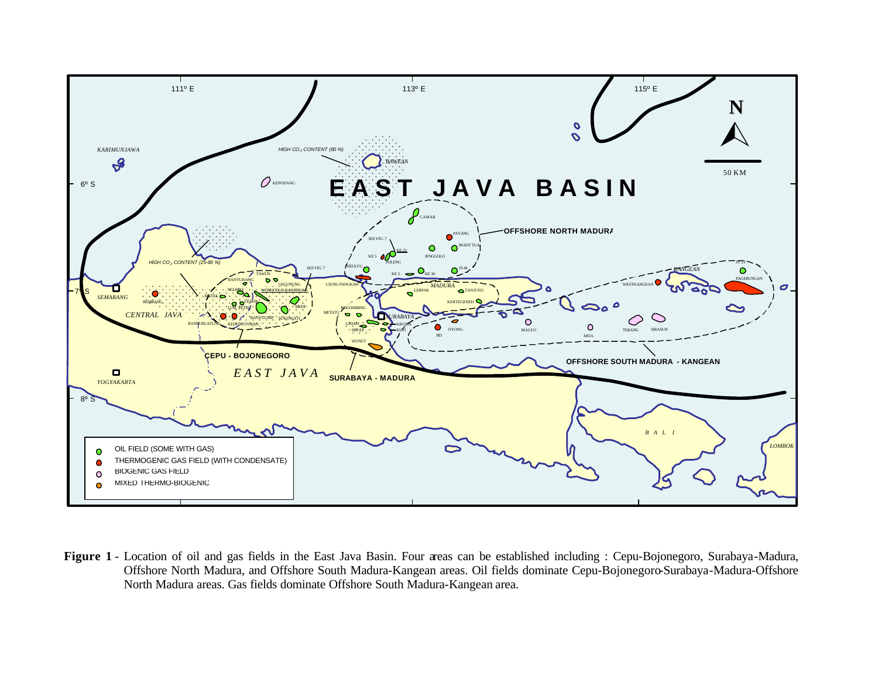**Figure 1** - Location of oil and gas fields in the East Java Basin. Four areas can be established including : Cepu-Bojonegoro, Surabaya-Madura, Offshore North Madura, and Offshore South Madura-Kangean areas. Oil fields dominate Cepu-Bojonegoro-Surabaya-Madura-Offshore North Madura areas. Gas fields dominate Offshore South Madura-Kangean area.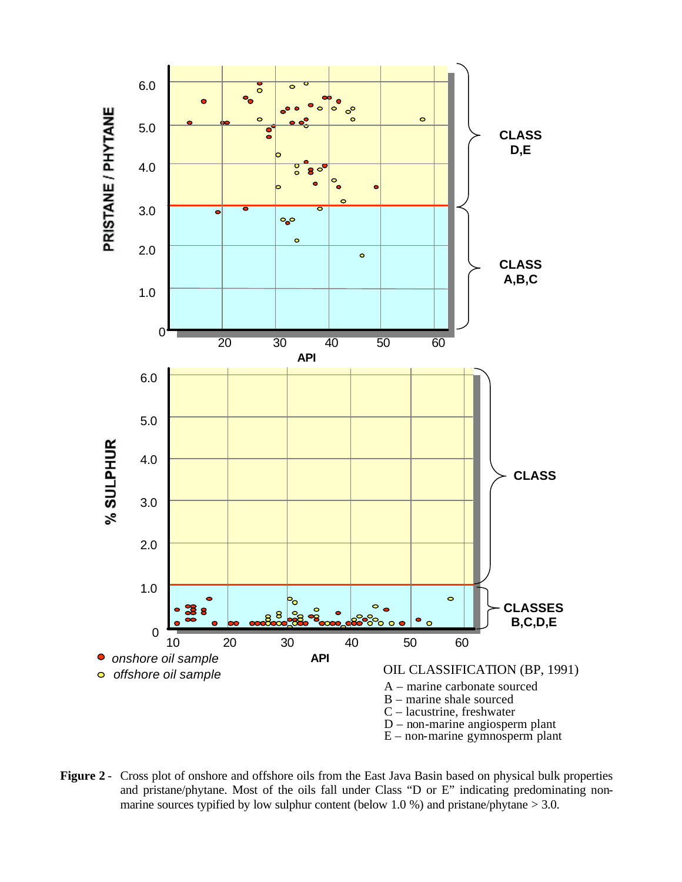**Figure 2** - Cross plot of onshore and offshore oils from the East Java Basin based on physical bulk properties and pristane/phytane. Most of the oils fall under Class "D or E" indicating predominating non-marine sources typified by low sulphur content (below 1.0 %) and pristane/phytane > 3.0.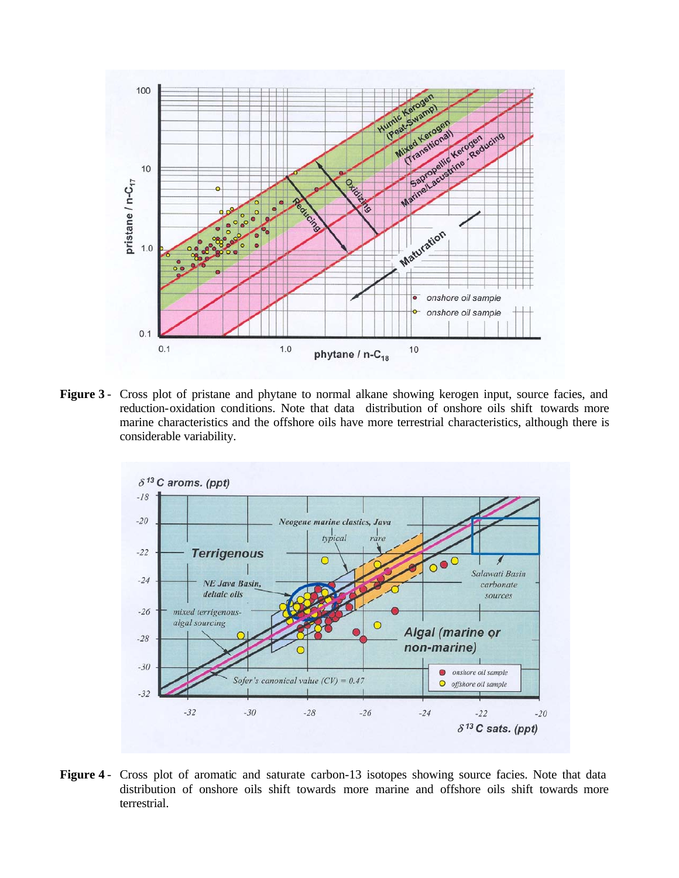**Figure 3** - Cross plot of pristane and phytane to normal alkane showing kerogen input, source facies, and reduction-oxidation conditions. Note that data distribution of onshore oils shift towards more marine characteristics and the offshore oils have more terrestrial characteristics, although there is considerable variability.

**Figure 4** - Cross plot of aromatic and saturate carbon-13 isotopes showing source facies. Note that data distribution of onshore oils shift towards more marine and offshore oils shift towards more terrestrial.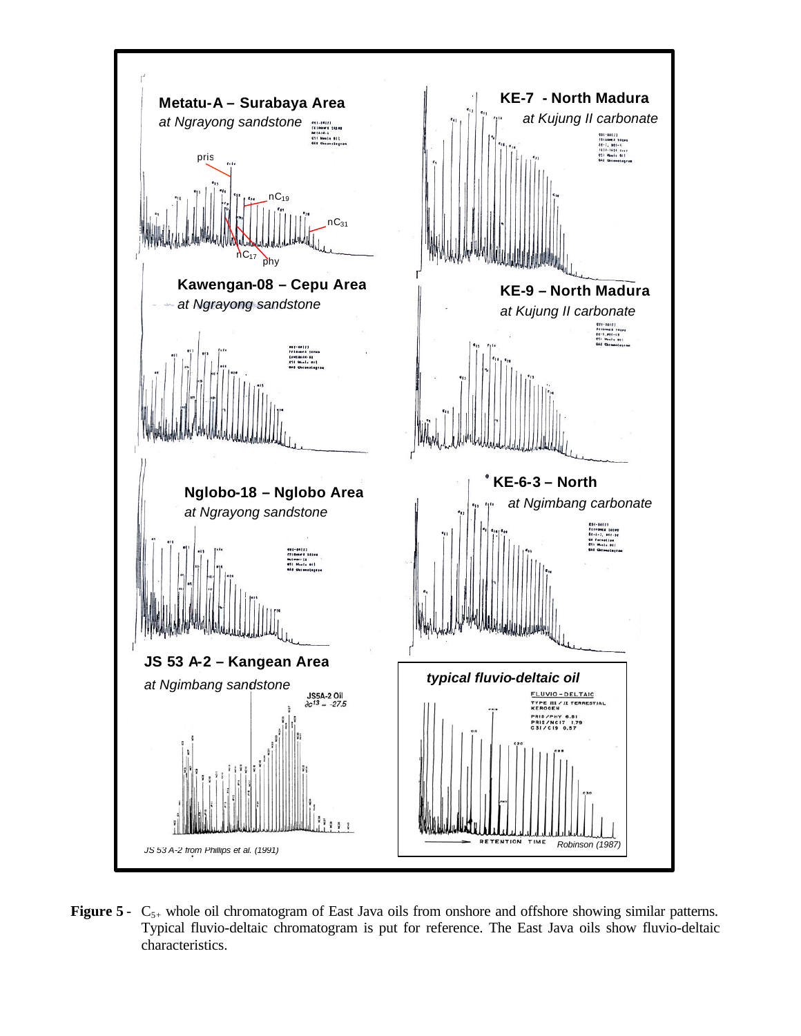**Figure 5** - $C_{5+}$ whole oil chromatogram of East Java oils from onshore and offshore showing similar patterns. Typical fluvio-deltaic chromatogram is put for reference. The East Java oils show fluvio-deltaic characteristics.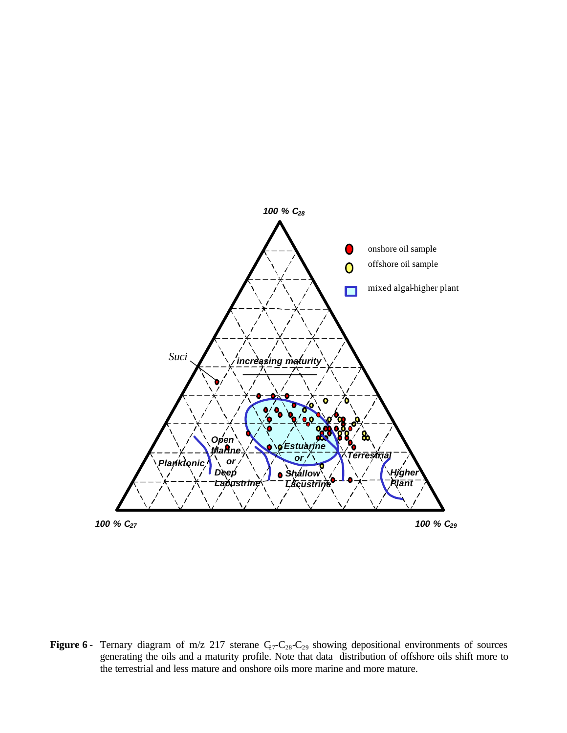**Figure 6** - Ternary diagram of m/z 217 sterane $C_{27}$-$C_{28}$-$C_{29}$ showing depositional environments of sources generating the oils and a maturity profile. Note that data distribution of offshore oils shift more to the terrestrial and less mature and onshore oils more marine and more mature.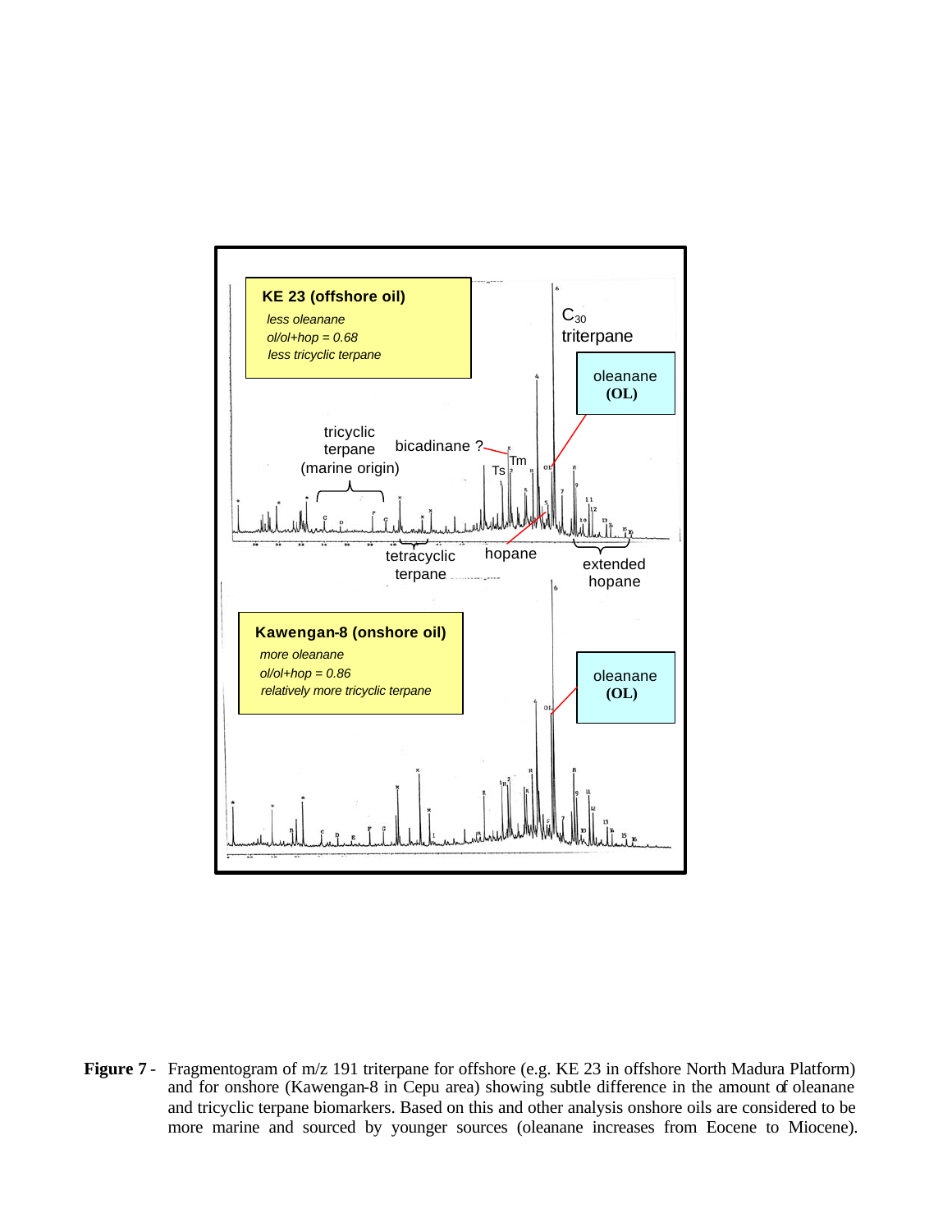KE 23 (offshore oil)

*less oleanane*
*ol/ol+hop = 0.68*
*less tricyclic terpane*

$C_{30}$ triterpane

oleanane **(OL)**

tricyclic terpane (marine origin)

bicadinane ?

Ts

Tm

tetracyclic terpane

hopane

extended hopane

Kawengan-8 (onshore oil)

*more oleanane*
*ol/ol+hop = 0.86*
*relatively more tricyclic terpane*

oleanane **(OL)**

**Figure 7** - Fragmentogram of m/z 191 triterpane for offshore (e.g. KE 23 in offshore North Madura Platform) and for onshore (Kawengan-8 in Cepu area) showing subtle difference in the amount of oleanane and tricyclic terpane biomarkers. Based on this and other analysis onshore oils are considered to be more marine and sourced by younger sources (oleanane increases from Eocene to Miocene).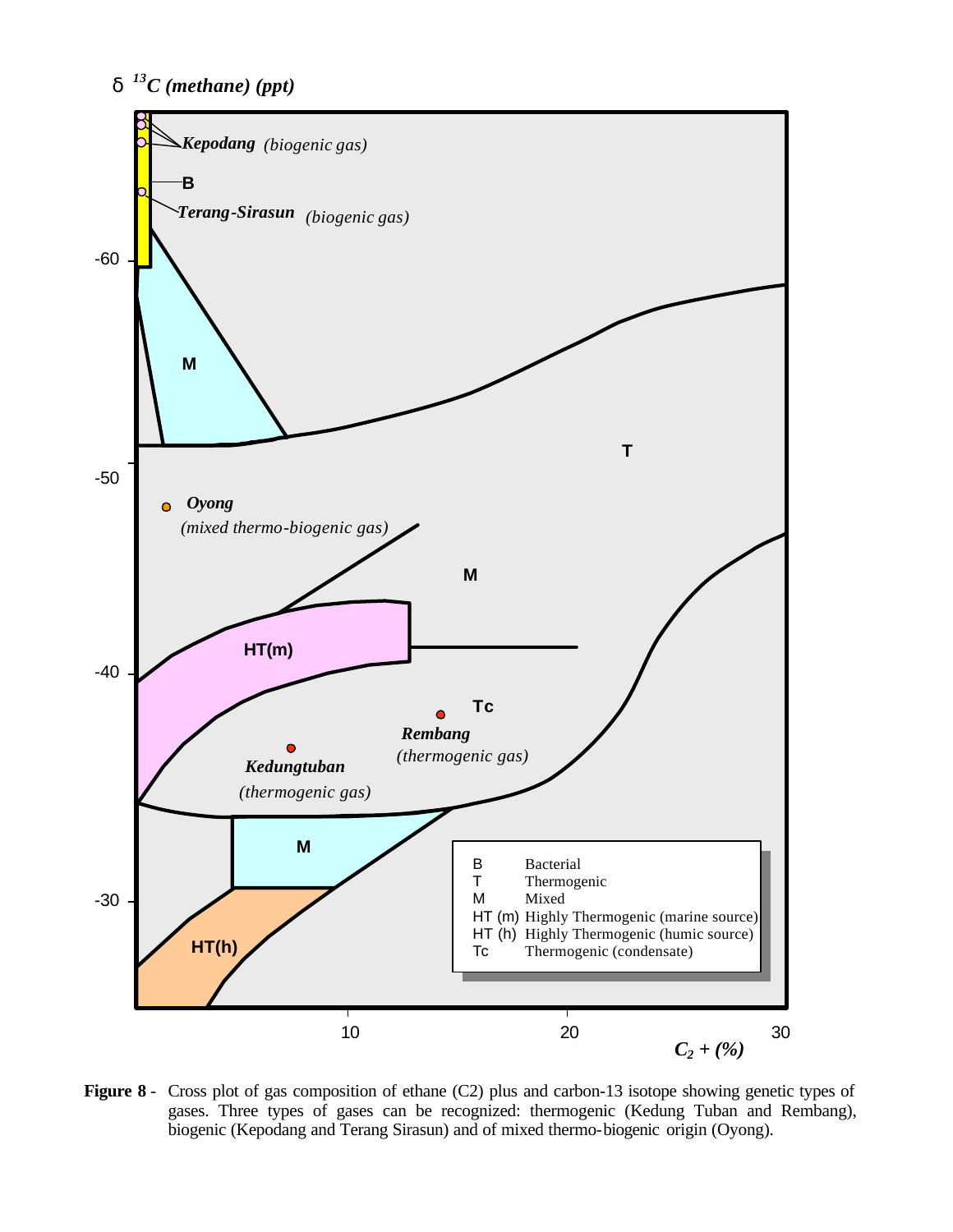**Figure 8** - Cross plot of gas composition of ethane (C2) plus and carbon-13 isotope showing genetic types of gases. Three types of gases can be recognized: thermogenic (Kedung Tuban and Rembang), biogenic (Kepodang and Terang Sirasun) and of mixed thermo-biogenic origin (Oyong).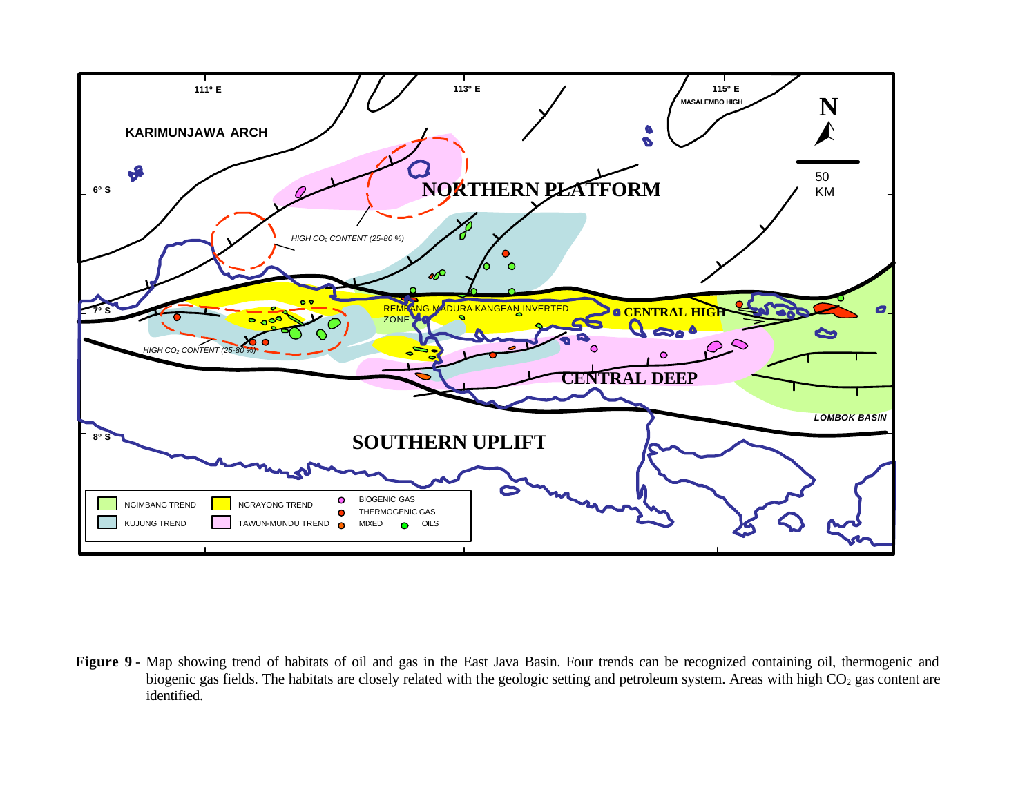111° E

113° E

115° E

MASALEMBO HIGH

N

50
KM

KARIMUNJAWA ARCH

6° S

NORTHERN PLATFORM

HIGH $CO_2$ CONTENT (25-80 %)

7° S

REMBANG-MADURA-KANGEAN INVERTED ZONE

CENTRAL HIGH

HIGH $CO_2$ CONTENT (25-80 %)

CENTRAL DEEP

LOMBOK BASIN

8° S

SOUTHERN UPLIFT

NGIMBANG TREND

NGRAYONG TREND

BIOGENIC GAS

THERMOGENIC GAS

KUJUNG TREND

TAWUN-MUNDU TREND

MIXED

OILS

**Figure 9** - Map showing trend of habitats of oil and gas in the East Java Basin. Four trends can be recognized containing oil, thermogenic and biogenic gas fields. The habitats are closely related with the geologic setting and petroleum system. Areas with high $CO_2$ gas content are identified.